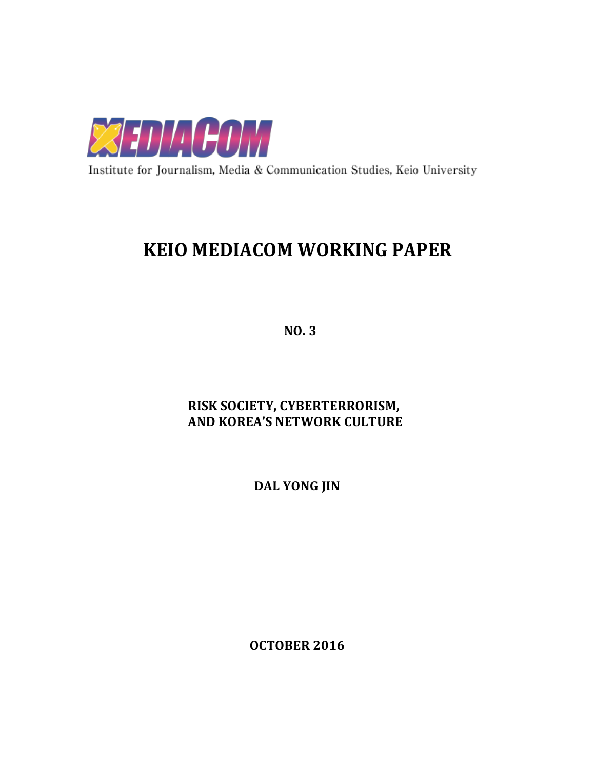MEDIACOM

Institute for Journalism, Media & Communication Studies, Keio University

# KEIO MEDIACOM WORKING PAPER

**NO. 3**

## RISK SOCIETY, CYBERTERRORISM, AND KOREA'S NETWORK CULTURE

**DAL YONG JIN**

**OCTOBER 2016**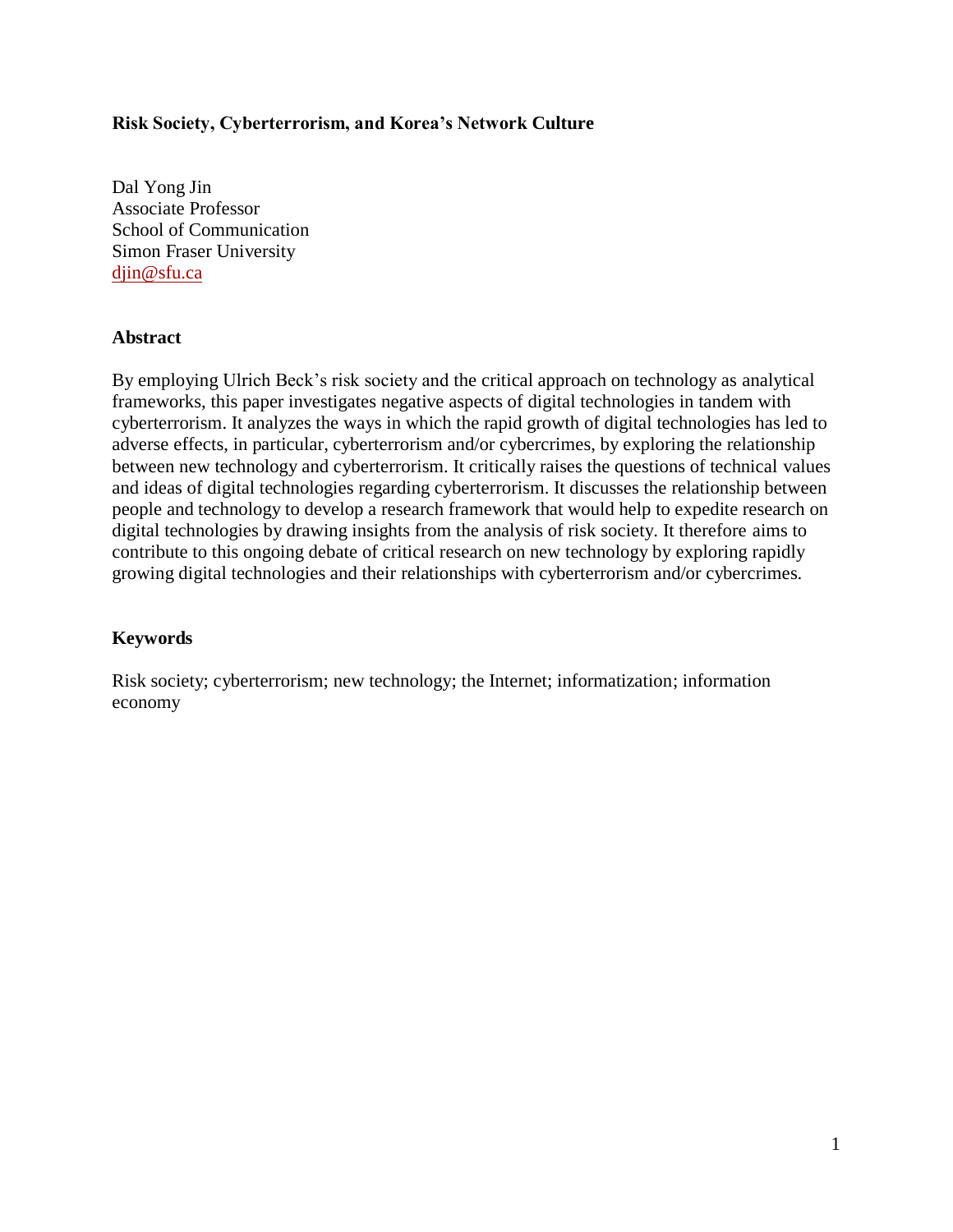**Risk Society, Cyberterrorism, and Korea's Network Culture**

Dal Yong Jin
Associate Professor
School of Communication
Simon Fraser University
djin@sfu.ca

## Abstract

By employing Ulrich Beck's risk society and the critical approach on technology as analytical frameworks, this paper investigates negative aspects of digital technologies in tandem with cyberterrorism. It analyzes the ways in which the rapid growth of digital technologies has led to adverse effects, in particular, cyberterrorism and/or cybercrimes, by exploring the relationship between new technology and cyberterrorism. It critically raises the questions of technical values and ideas of digital technologies regarding cyberterrorism. It discusses the relationship between people and technology to develop a research framework that would help to expedite research on digital technologies by drawing insights from the analysis of risk society. It therefore aims to contribute to this ongoing debate of critical research on new technology by exploring rapidly growing digital technologies and their relationships with cyberterrorism and/or cybercrimes.

## Keywords

Risk society; cyberterrorism; new technology; the Internet; informatization; information economy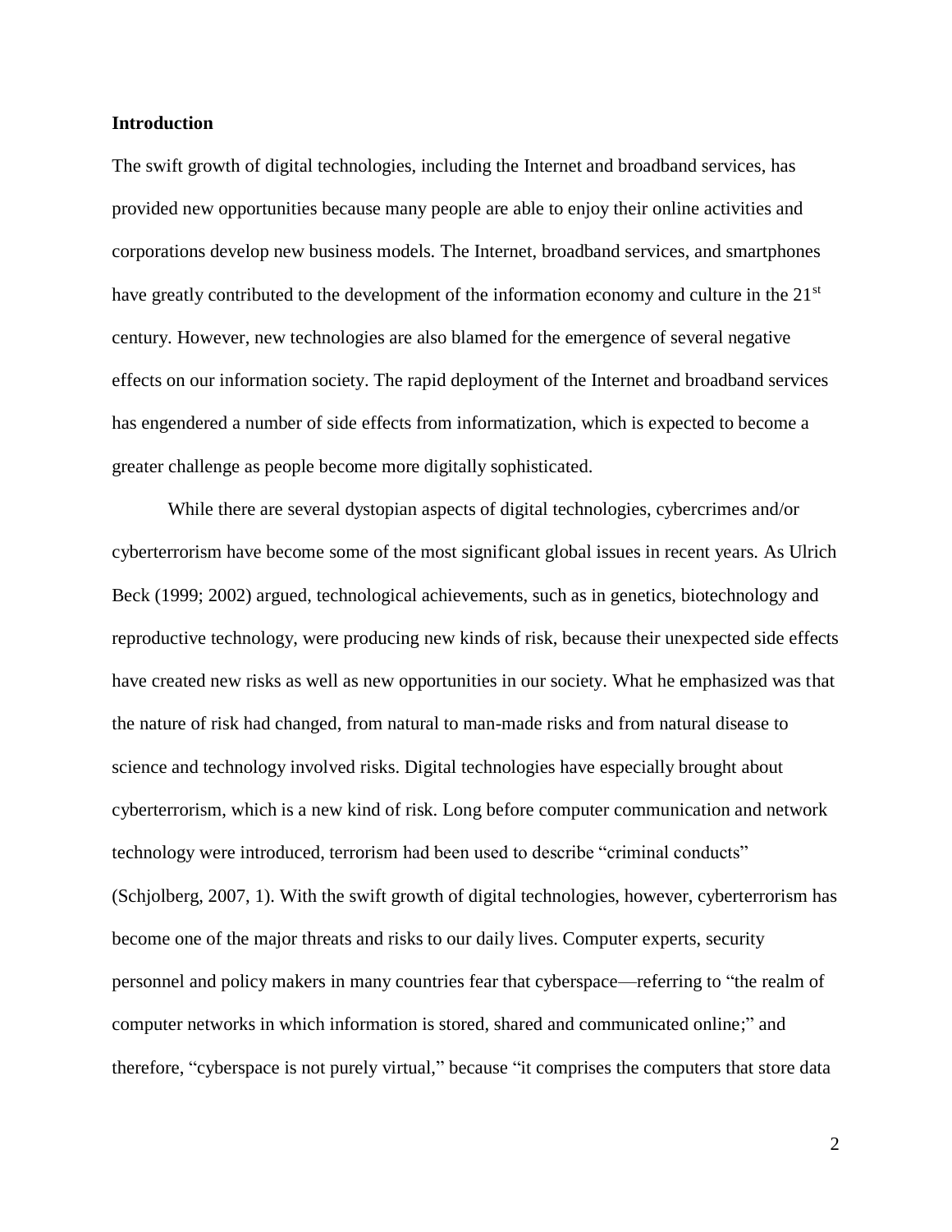**Introduction**

The swift growth of digital technologies, including the Internet and broadband services, has provided new opportunities because many people are able to enjoy their online activities and corporations develop new business models. The Internet, broadband services, and smartphones have greatly contributed to the development of the information economy and culture in the 21st century. However, new technologies are also blamed for the emergence of several negative effects on our information society. The rapid deployment of the Internet and broadband services has engendered a number of side effects from informatization, which is expected to become a greater challenge as people become more digitally sophisticated.

While there are several dystopian aspects of digital technologies, cybercrimes and/or cyberterrorism have become some of the most significant global issues in recent years. As Ulrich Beck (1999; 2002) argued, technological achievements, such as in genetics, biotechnology and reproductive technology, were producing new kinds of risk, because their unexpected side effects have created new risks as well as new opportunities in our society. What he emphasized was that the nature of risk had changed, from natural to man-made risks and from natural disease to science and technology involved risks. Digital technologies have especially brought about cyberterrorism, which is a new kind of risk. Long before computer communication and network technology were introduced, terrorism had been used to describe "criminal conducts" (Schjolberg, 2007, 1). With the swift growth of digital technologies, however, cyberterrorism has become one of the major threats and risks to our daily lives. Computer experts, security personnel and policy makers in many countries fear that cyberspace—referring to "the realm of computer networks in which information is stored, shared and communicated online;" and therefore, "cyberspace is not purely virtual," because "it comprises the computers that store data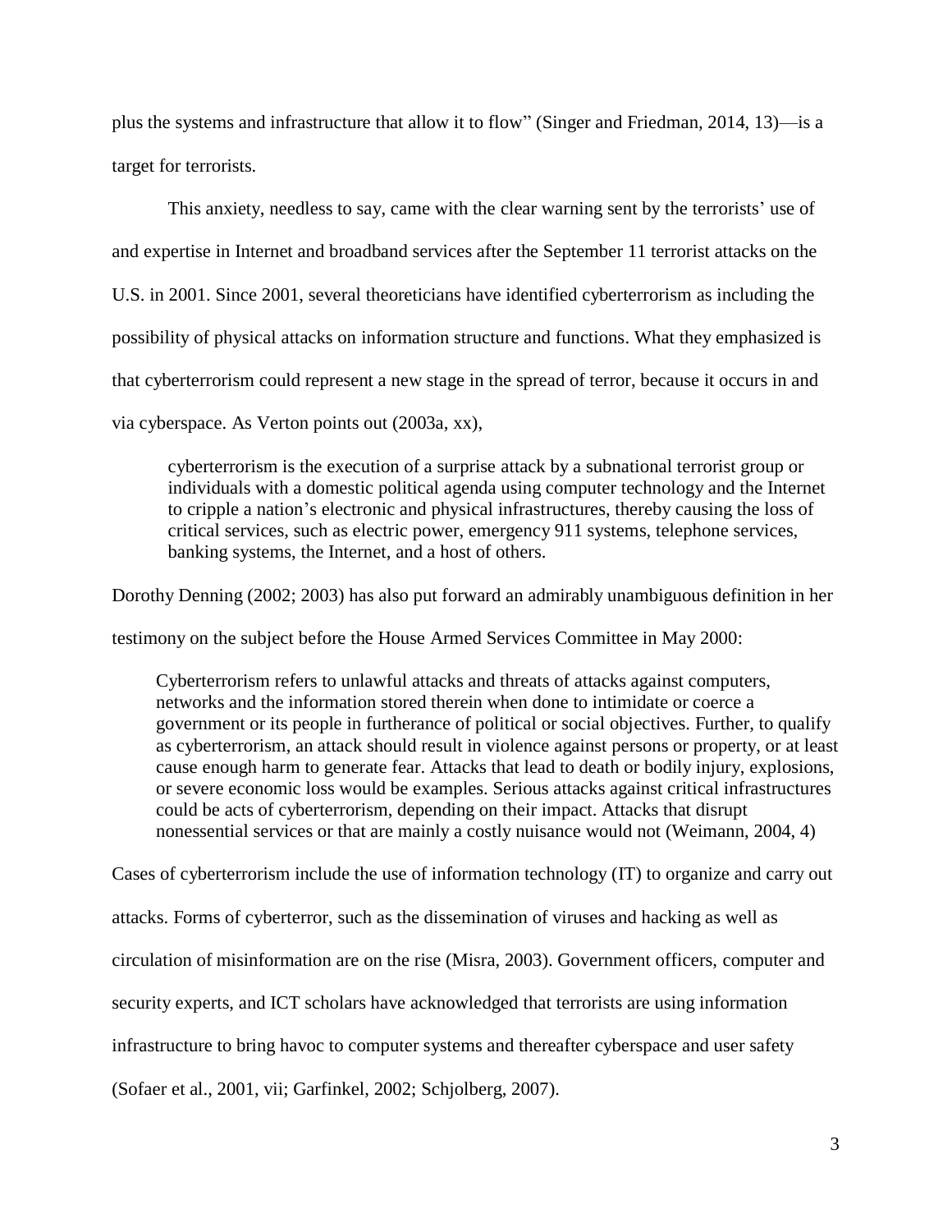plus the systems and infrastructure that allow it to flow" (Singer and Friedman, 2014, 13)—is a target for terrorists.

This anxiety, needless to say, came with the clear warning sent by the terrorists' use of and expertise in Internet and broadband services after the September 11 terrorist attacks on the U.S. in 2001. Since 2001, several theoreticians have identified cyberterrorism as including the possibility of physical attacks on information structure and functions. What they emphasized is that cyberterrorism could represent a new stage in the spread of terror, because it occurs in and via cyberspace. As Verton points out (2003a, xx),

> cyberterrorism is the execution of a surprise attack by a subnational terrorist group or individuals with a domestic political agenda using computer technology and the Internet to cripple a nation's electronic and physical infrastructures, thereby causing the loss of critical services, such as electric power, emergency 911 systems, telephone services, banking systems, the Internet, and a host of others.

Dorothy Denning (2002; 2003) has also put forward an admirably unambiguous definition in her testimony on the subject before the House Armed Services Committee in May 2000:

> Cyberterrorism refers to unlawful attacks and threats of attacks against computers, networks and the information stored therein when done to intimidate or coerce a government or its people in furtherance of political or social objectives. Further, to qualify as cyberterrorism, an attack should result in violence against persons or property, or at least cause enough harm to generate fear. Attacks that lead to death or bodily injury, explosions, or severe economic loss would be examples. Serious attacks against critical infrastructures could be acts of cyberterrorism, depending on their impact. Attacks that disrupt nonessential services or that are mainly a costly nuisance would not (Weimann, 2004, 4)

Cases of cyberterrorism include the use of information technology (IT) to organize and carry out attacks. Forms of cyberterror, such as the dissemination of viruses and hacking as well as circulation of misinformation are on the rise (Misra, 2003). Government officers, computer and security experts, and ICT scholars have acknowledged that terrorists are using information infrastructure to bring havoc to computer systems and thereafter cyberspace and user safety (Sofaer et al., 2001, vii; Garfinkel, 2002; Schjolberg, 2007).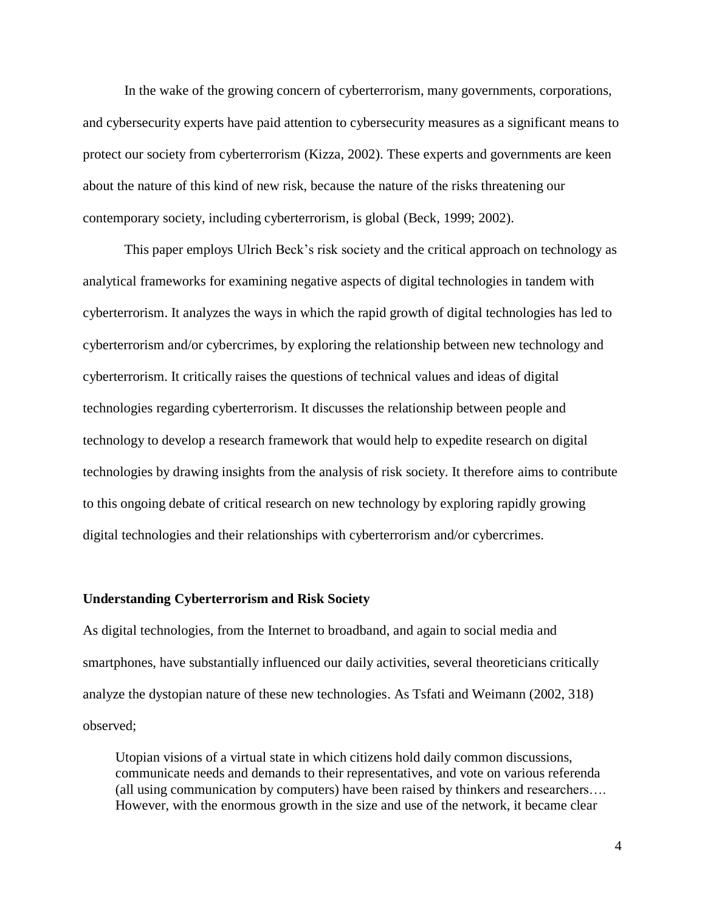In the wake of the growing concern of cyberterrorism, many governments, corporations, and cybersecurity experts have paid attention to cybersecurity measures as a significant means to protect our society from cyberterrorism (Kizza, 2002). These experts and governments are keen about the nature of this kind of new risk, because the nature of the risks threatening our contemporary society, including cyberterrorism, is global (Beck, 1999; 2002).

This paper employs Ulrich Beck's risk society and the critical approach on technology as analytical frameworks for examining negative aspects of digital technologies in tandem with cyberterrorism. It analyzes the ways in which the rapid growth of digital technologies has led to cyberterrorism and/or cybercrimes, by exploring the relationship between new technology and cyberterrorism. It critically raises the questions of technical values and ideas of digital technologies regarding cyberterrorism. It discusses the relationship between people and technology to develop a research framework that would help to expedite research on digital technologies by drawing insights from the analysis of risk society. It therefore aims to contribute to this ongoing debate of critical research on new technology by exploring rapidly growing digital technologies and their relationships with cyberterrorism and/or cybercrimes.

**Understanding Cyberterrorism and Risk Society**

As digital technologies, from the Internet to broadband, and again to social media and smartphones, have substantially influenced our daily activities, several theoreticians critically analyze the dystopian nature of these new technologies. As Tsfati and Weimann (2002, 318) observed;

> Utopian visions of a virtual state in which citizens hold daily common discussions, communicate needs and demands to their representatives, and vote on various referenda (all using communication by computers) have been raised by thinkers and researchers…. However, with the enormous growth in the size and use of the network, it became clear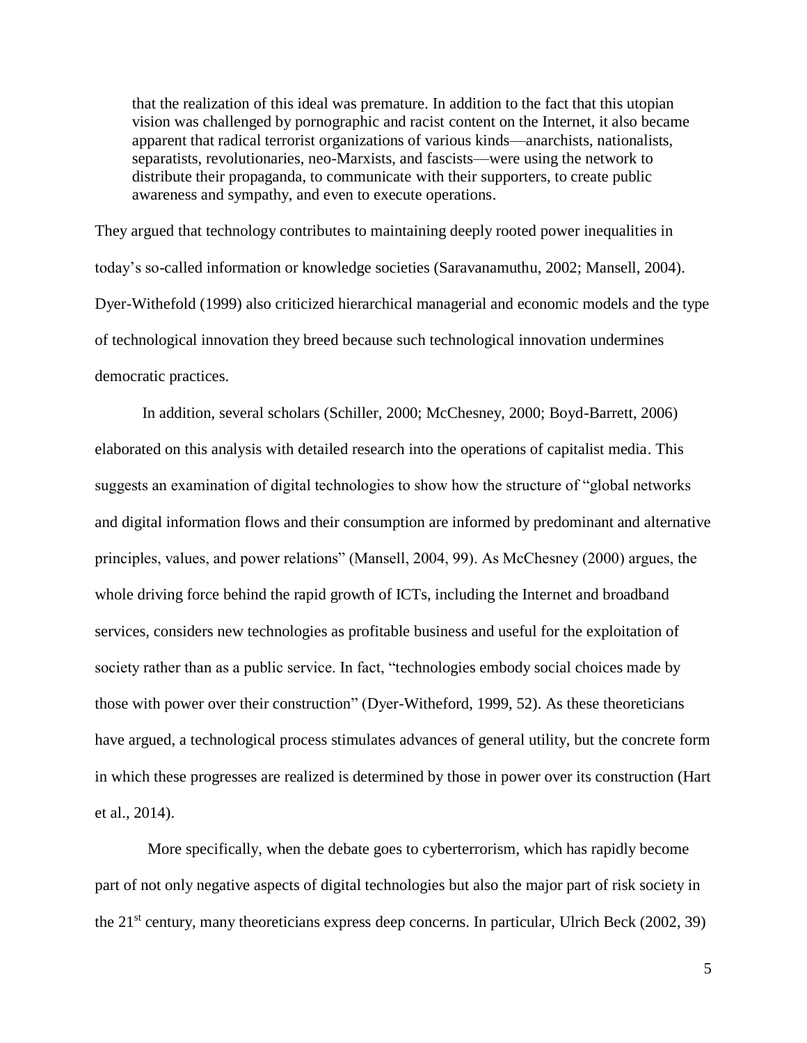> that the realization of this ideal was premature. In addition to the fact that this utopian vision was challenged by pornographic and racist content on the Internet, it also became apparent that radical terrorist organizations of various kinds—anarchists, nationalists, separatists, revolutionaries, neo-Marxists, and fascists—were using the network to distribute their propaganda, to communicate with their supporters, to create public awareness and sympathy, and even to execute operations.

They argued that technology contributes to maintaining deeply rooted power inequalities in today's so-called information or knowledge societies (Saravanamuthu, 2002; Mansell, 2004). Dyer-Withefold (1999) also criticized hierarchical managerial and economic models and the type of technological innovation they breed because such technological innovation undermines democratic practices.

In addition, several scholars (Schiller, 2000; McChesney, 2000; Boyd-Barrett, 2006) elaborated on this analysis with detailed research into the operations of capitalist media. This suggests an examination of digital technologies to show how the structure of "global networks and digital information flows and their consumption are informed by predominant and alternative principles, values, and power relations" (Mansell, 2004, 99). As McChesney (2000) argues, the whole driving force behind the rapid growth of ICTs, including the Internet and broadband services, considers new technologies as profitable business and useful for the exploitation of society rather than as a public service. In fact, "technologies embody social choices made by those with power over their construction" (Dyer-Witheford, 1999, 52). As these theoreticians have argued, a technological process stimulates advances of general utility, but the concrete form in which these progresses are realized is determined by those in power over its construction (Hart et al., 2014).

More specifically, when the debate goes to cyberterrorism, which has rapidly become part of not only negative aspects of digital technologies but also the major part of risk society in the 21st century, many theoreticians express deep concerns. In particular, Ulrich Beck (2002, 39)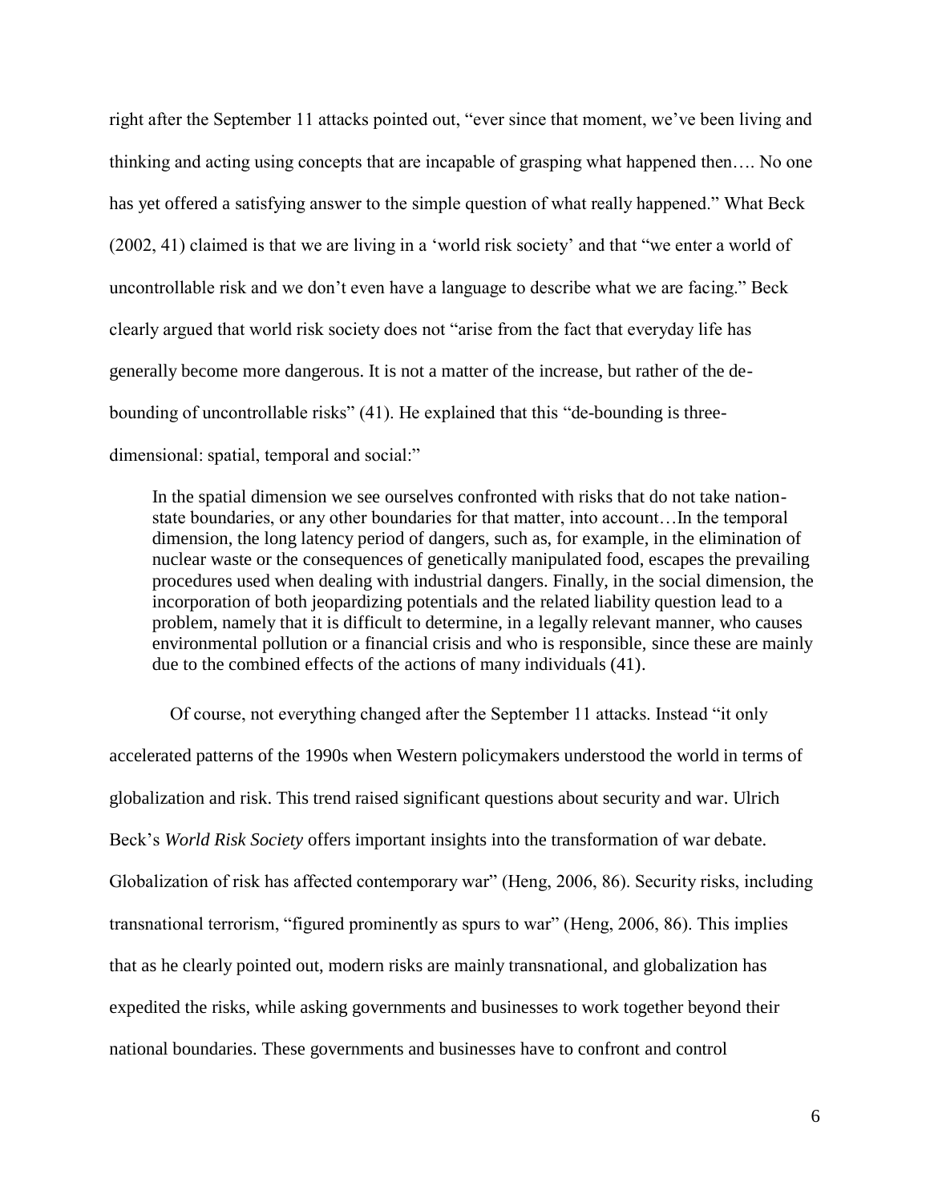right after the September 11 attacks pointed out, "ever since that moment, we've been living and thinking and acting using concepts that are incapable of grasping what happened then…. No one has yet offered a satisfying answer to the simple question of what really happened." What Beck (2002, 41) claimed is that we are living in a 'world risk society' and that "we enter a world of uncontrollable risk and we don't even have a language to describe what we are facing." Beck clearly argued that world risk society does not "arise from the fact that everyday life has generally become more dangerous. It is not a matter of the increase, but rather of the de-bounding of uncontrollable risks" (41). He explained that this "de-bounding is three-dimensional: spatial, temporal and social:"

> In the spatial dimension we see ourselves confronted with risks that do not take nation-state boundaries, or any other boundaries for that matter, into account…In the temporal dimension, the long latency period of dangers, such as, for example, in the elimination of nuclear waste or the consequences of genetically manipulated food, escapes the prevailing procedures used when dealing with industrial dangers. Finally, in the social dimension, the incorporation of both jeopardizing potentials and the related liability question lead to a problem, namely that it is difficult to determine, in a legally relevant manner, who causes environmental pollution or a financial crisis and who is responsible, since these are mainly due to the combined effects of the actions of many individuals (41).

Of course, not everything changed after the September 11 attacks. Instead "it only accelerated patterns of the 1990s when Western policymakers understood the world in terms of globalization and risk. This trend raised significant questions about security and war. Ulrich Beck's *World Risk Society* offers important insights into the transformation of war debate. Globalization of risk has affected contemporary war" (Heng, 2006, 86). Security risks, including transnational terrorism, "figured prominently as spurs to war" (Heng, 2006, 86). This implies that as he clearly pointed out, modern risks are mainly transnational, and globalization has expedited the risks, while asking governments and businesses to work together beyond their national boundaries. These governments and businesses have to confront and control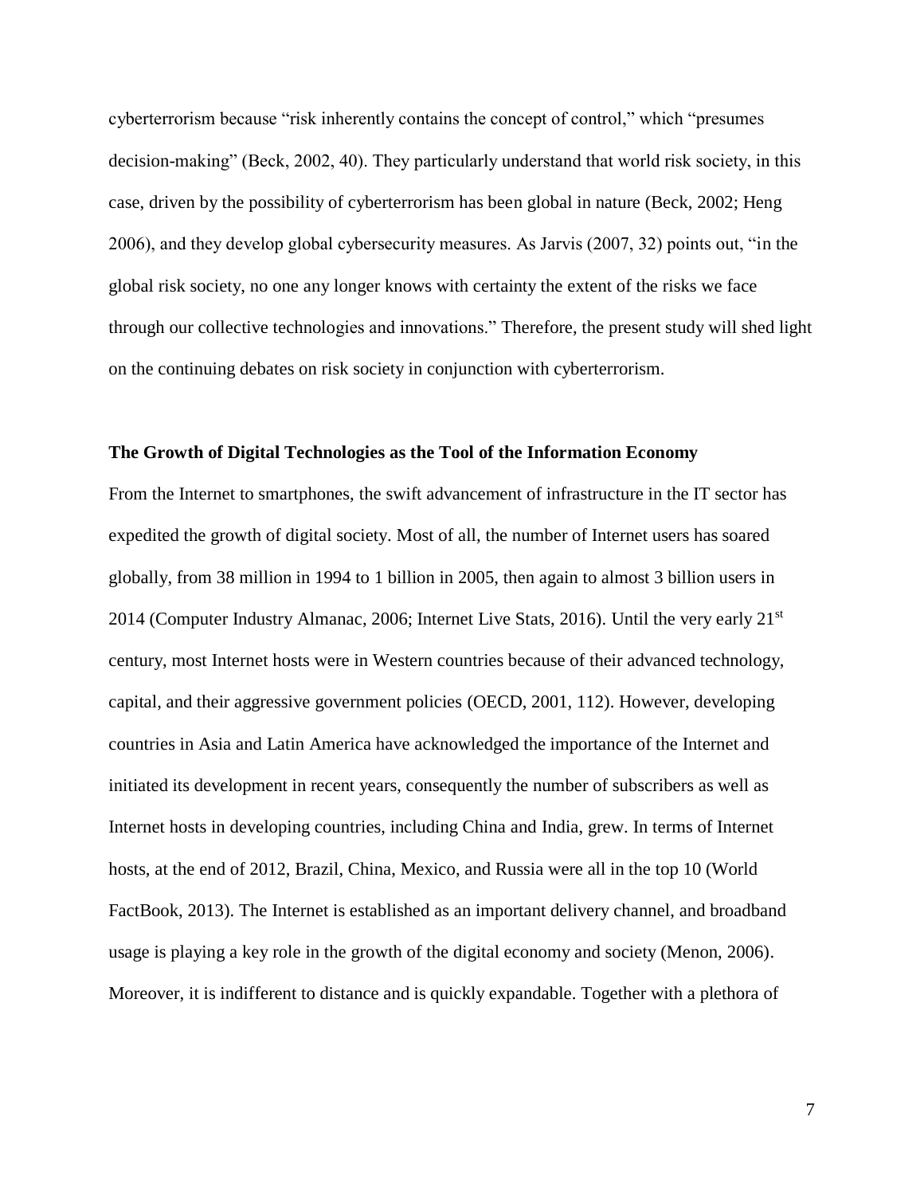cyberterrorism because “risk inherently contains the concept of control,” which “presumes decision-making” (Beck, 2002, 40). They particularly understand that world risk society, in this case, driven by the possibility of cyberterrorism has been global in nature (Beck, 2002; Heng 2006), and they develop global cybersecurity measures. As Jarvis (2007, 32) points out, “in the global risk society, no one any longer knows with certainty the extent of the risks we face through our collective technologies and innovations.” Therefore, the present study will shed light on the continuing debates on risk society in conjunction with cyberterrorism.

### The Growth of Digital Technologies as the Tool of the Information Economy

From the Internet to smartphones, the swift advancement of infrastructure in the IT sector has expedited the growth of digital society. Most of all, the number of Internet users has soared globally, from 38 million in 1994 to 1 billion in 2005, then again to almost 3 billion users in 2014 (Computer Industry Almanac, 2006; Internet Live Stats, 2016). Until the very early 21st century, most Internet hosts were in Western countries because of their advanced technology, capital, and their aggressive government policies (OECD, 2001, 112). However, developing countries in Asia and Latin America have acknowledged the importance of the Internet and initiated its development in recent years, consequently the number of subscribers as well as Internet hosts in developing countries, including China and India, grew. In terms of Internet hosts, at the end of 2012, Brazil, China, Mexico, and Russia were all in the top 10 (World FactBook, 2013). The Internet is established as an important delivery channel, and broadband usage is playing a key role in the growth of the digital economy and society (Menon, 2006). Moreover, it is indifferent to distance and is quickly expandable. Together with a plethora of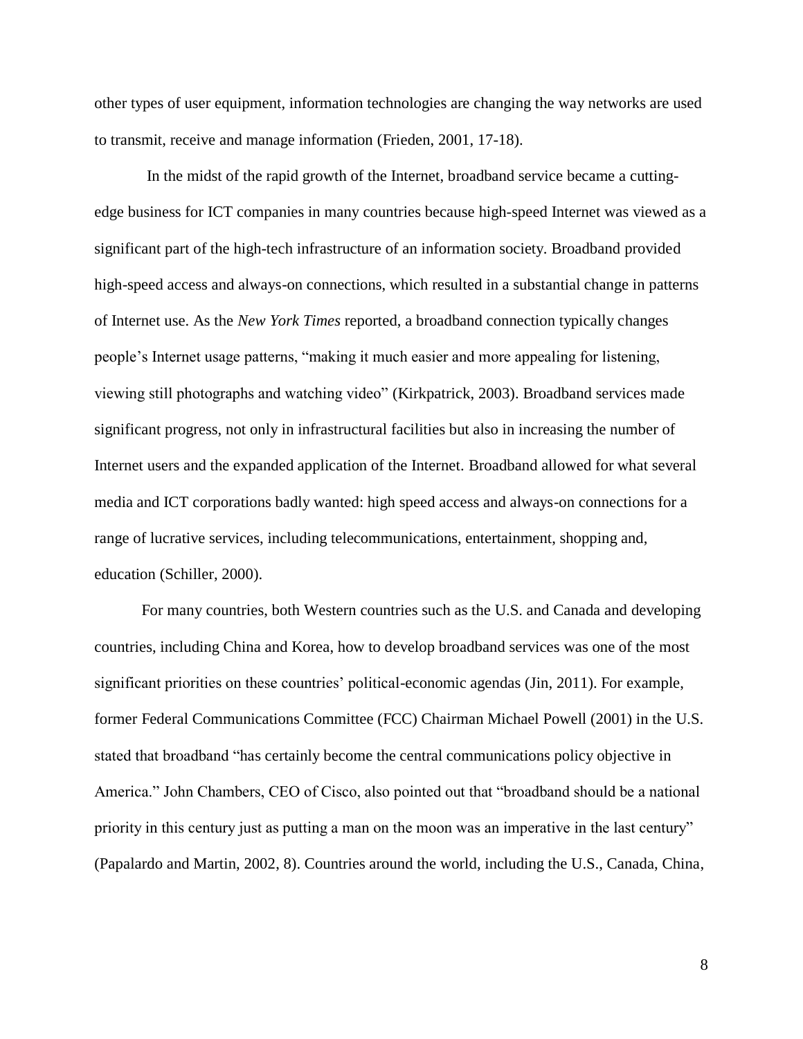other types of user equipment, information technologies are changing the way networks are used to transmit, receive and manage information (Frieden, 2001, 17-18).

In the midst of the rapid growth of the Internet, broadband service became a cutting-edge business for ICT companies in many countries because high-speed Internet was viewed as a significant part of the high-tech infrastructure of an information society. Broadband provided high-speed access and always-on connections, which resulted in a substantial change in patterns of Internet use. As the *New York Times* reported, a broadband connection typically changes people's Internet usage patterns, "making it much easier and more appealing for listening, viewing still photographs and watching video" (Kirkpatrick, 2003). Broadband services made significant progress, not only in infrastructural facilities but also in increasing the number of Internet users and the expanded application of the Internet. Broadband allowed for what several media and ICT corporations badly wanted: high speed access and always-on connections for a range of lucrative services, including telecommunications, entertainment, shopping and, education (Schiller, 2000).

For many countries, both Western countries such as the U.S. and Canada and developing countries, including China and Korea, how to develop broadband services was one of the most significant priorities on these countries' political-economic agendas (Jin, 2011). For example, former Federal Communications Committee (FCC) Chairman Michael Powell (2001) in the U.S. stated that broadband "has certainly become the central communications policy objective in America." John Chambers, CEO of Cisco, also pointed out that "broadband should be a national priority in this century just as putting a man on the moon was an imperative in the last century" (Papalardo and Martin, 2002, 8). Countries around the world, including the U.S., Canada, China,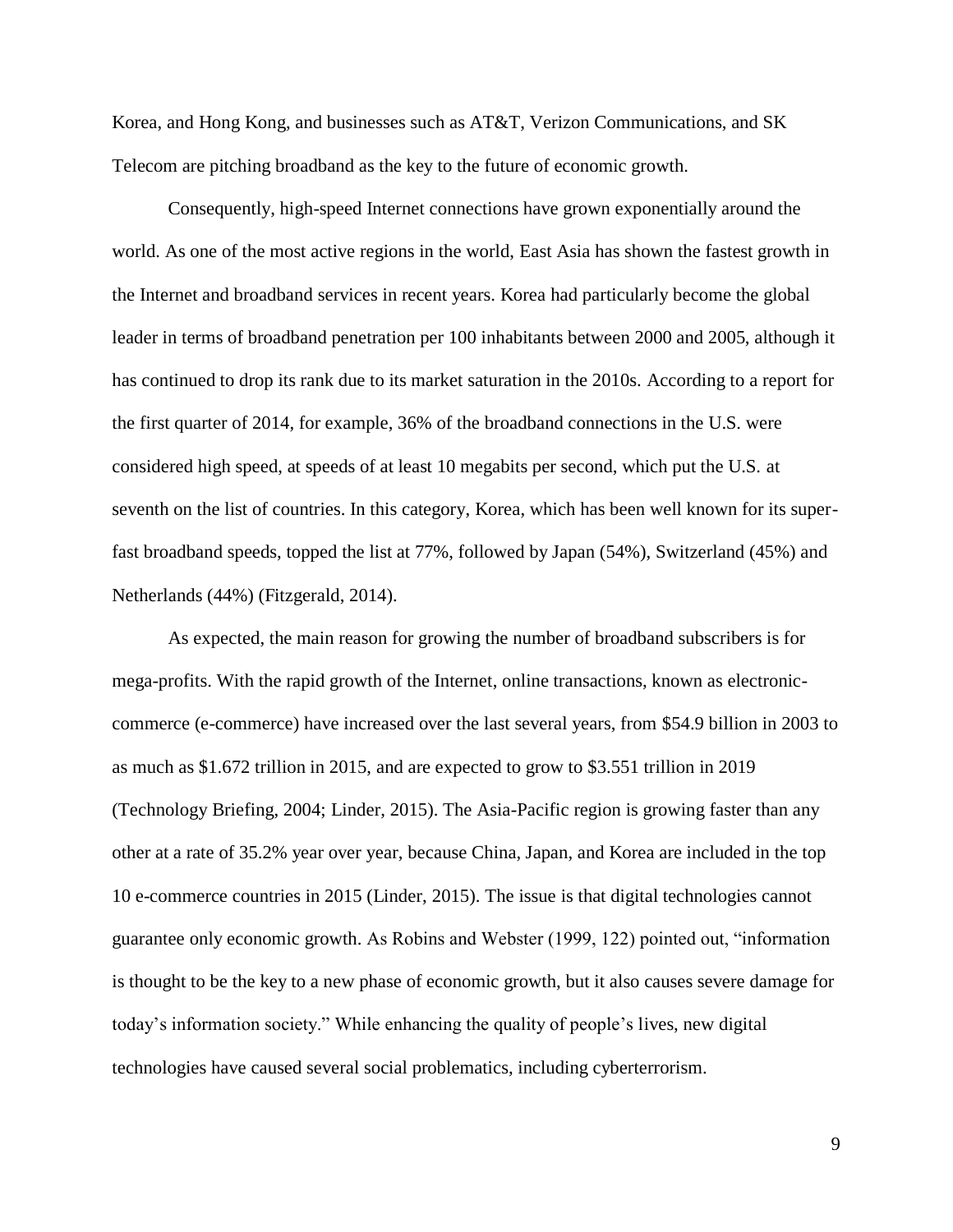Korea, and Hong Kong, and businesses such as AT&T, Verizon Communications, and SK Telecom are pitching broadband as the key to the future of economic growth.

Consequently, high-speed Internet connections have grown exponentially around the world. As one of the most active regions in the world, East Asia has shown the fastest growth in the Internet and broadband services in recent years. Korea had particularly become the global leader in terms of broadband penetration per 100 inhabitants between 2000 and 2005, although it has continued to drop its rank due to its market saturation in the 2010s. According to a report for the first quarter of 2014, for example, 36% of the broadband connections in the U.S. were considered high speed, at speeds of at least 10 megabits per second, which put the U.S. at seventh on the list of countries. In this category, Korea, which has been well known for its super-fast broadband speeds, topped the list at 77%, followed by Japan (54%), Switzerland (45%) and Netherlands (44%) (Fitzgerald, 2014).

As expected, the main reason for growing the number of broadband subscribers is for mega-profits. With the rapid growth of the Internet, online transactions, known as electronic-commerce (e-commerce) have increased over the last several years, from $54.9 billion in 2003 to as much as $1.672 trillion in 2015, and are expected to grow to $3.551 trillion in 2019 (Technology Briefing, 2004; Linder, 2015). The Asia-Pacific region is growing faster than any other at a rate of 35.2% year over year, because China, Japan, and Korea are included in the top 10 e-commerce countries in 2015 (Linder, 2015). The issue is that digital technologies cannot guarantee only economic growth. As Robins and Webster (1999, 122) pointed out, "information is thought to be the key to a new phase of economic growth, but it also causes severe damage for today's information society." While enhancing the quality of people's lives, new digital technologies have caused several social problematics, including cyberterrorism.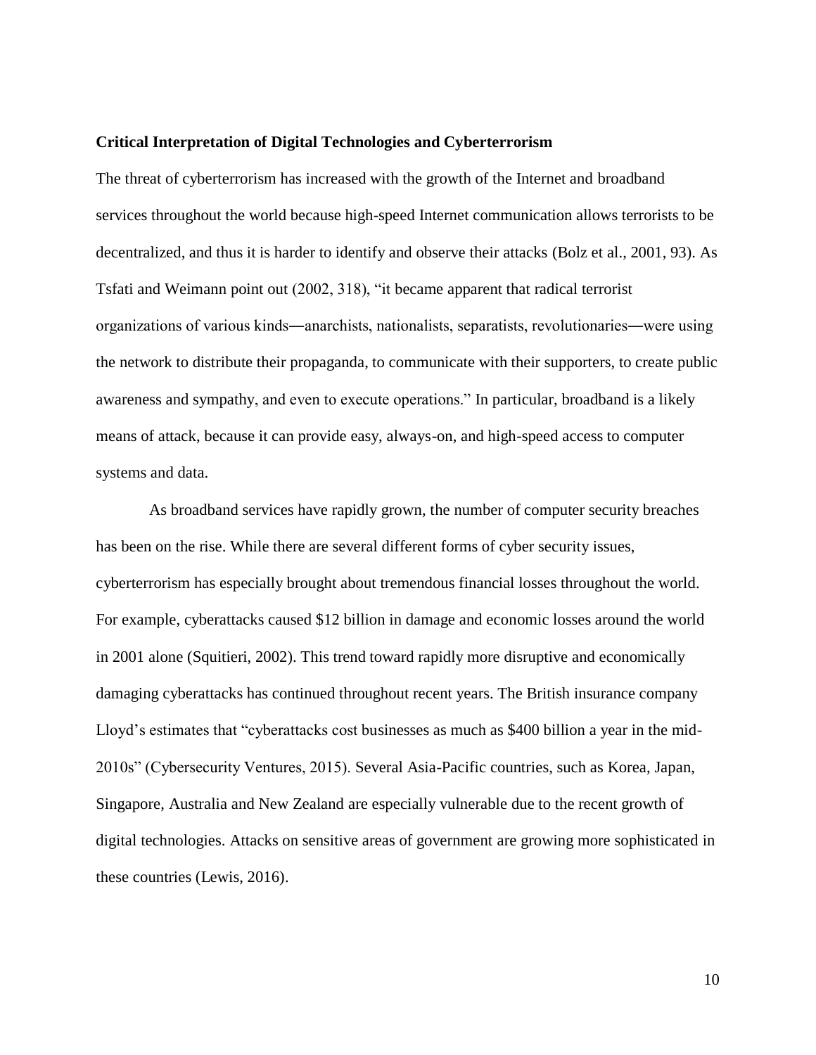**Critical Interpretation of Digital Technologies and Cyberterrorism**

The threat of cyberterrorism has increased with the growth of the Internet and broadband services throughout the world because high-speed Internet communication allows terrorists to be decentralized, and thus it is harder to identify and observe their attacks (Bolz et al., 2001, 93). As Tsfati and Weimann point out (2002, 318), "it became apparent that radical terrorist organizations of various kinds―anarchists, nationalists, separatists, revolutionaries―were using the network to distribute their propaganda, to communicate with their supporters, to create public awareness and sympathy, and even to execute operations." In particular, broadband is a likely means of attack, because it can provide easy, always-on, and high-speed access to computer systems and data.

As broadband services have rapidly grown, the number of computer security breaches has been on the rise. While there are several different forms of cyber security issues, cyberterrorism has especially brought about tremendous financial losses throughout the world. For example, cyberattacks caused $12 billion in damage and economic losses around the world in 2001 alone (Squitieri, 2002). This trend toward rapidly more disruptive and economically damaging cyberattacks has continued throughout recent years. The British insurance company Lloyd's estimates that "cyberattacks cost businesses as much as $400 billion a year in the mid-2010s" (Cybersecurity Ventures, 2015). Several Asia-Pacific countries, such as Korea, Japan, Singapore, Australia and New Zealand are especially vulnerable due to the recent growth of digital technologies. Attacks on sensitive areas of government are growing more sophisticated in these countries (Lewis, 2016).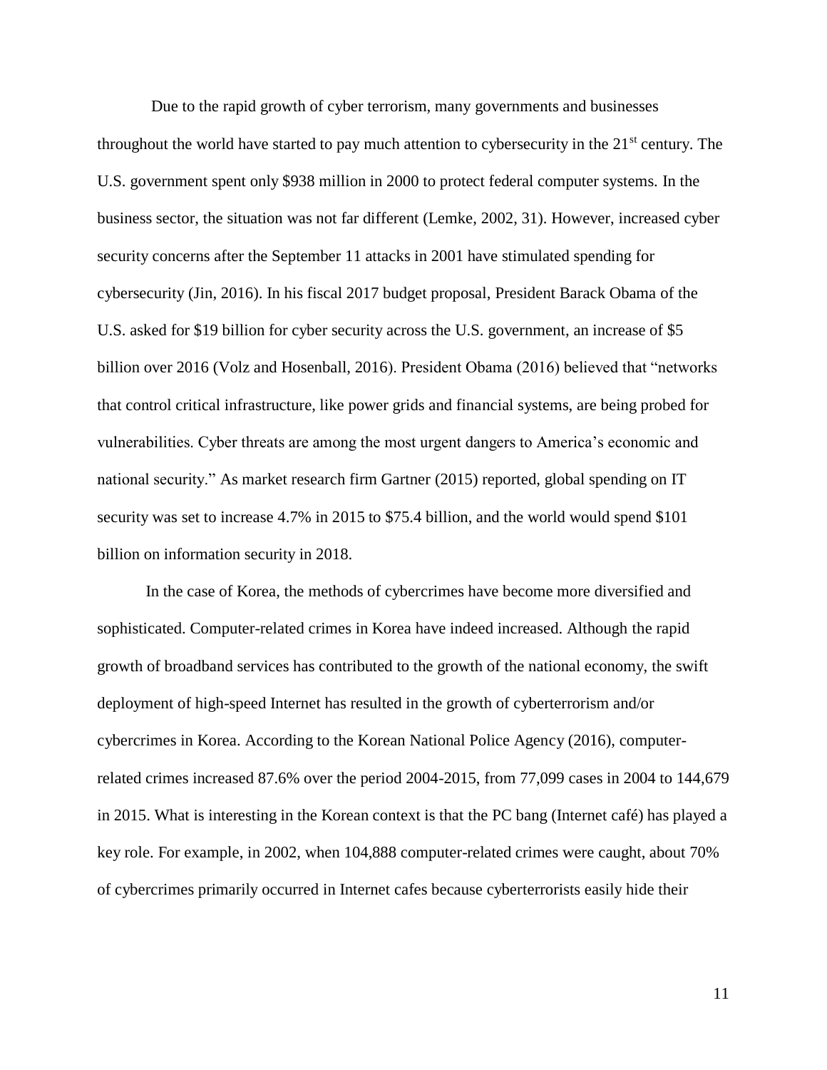Due to the rapid growth of cyber terrorism, many governments and businesses throughout the world have started to pay much attention to cybersecurity in the 21st century. The U.S. government spent only $938 million in 2000 to protect federal computer systems. In the business sector, the situation was not far different (Lemke, 2002, 31). However, increased cyber security concerns after the September 11 attacks in 2001 have stimulated spending for cybersecurity (Jin, 2016). In his fiscal 2017 budget proposal, President Barack Obama of the U.S. asked for $19 billion for cyber security across the U.S. government, an increase of $5 billion over 2016 (Volz and Hosenball, 2016). President Obama (2016) believed that "networks that control critical infrastructure, like power grids and financial systems, are being probed for vulnerabilities. Cyber threats are among the most urgent dangers to America's economic and national security." As market research firm Gartner (2015) reported, global spending on IT security was set to increase 4.7% in 2015 to $75.4 billion, and the world would spend $101 billion on information security in 2018.

In the case of Korea, the methods of cybercrimes have become more diversified and sophisticated. Computer-related crimes in Korea have indeed increased. Although the rapid growth of broadband services has contributed to the growth of the national economy, the swift deployment of high-speed Internet has resulted in the growth of cyberterrorism and/or cybercrimes in Korea. According to the Korean National Police Agency (2016), computer-related crimes increased 87.6% over the period 2004-2015, from 77,099 cases in 2004 to 144,679 in 2015. What is interesting in the Korean context is that the PC bang (Internet café) has played a key role. For example, in 2002, when 104,888 computer-related crimes were caught, about 70% of cybercrimes primarily occurred in Internet cafes because cyberterrorists easily hide their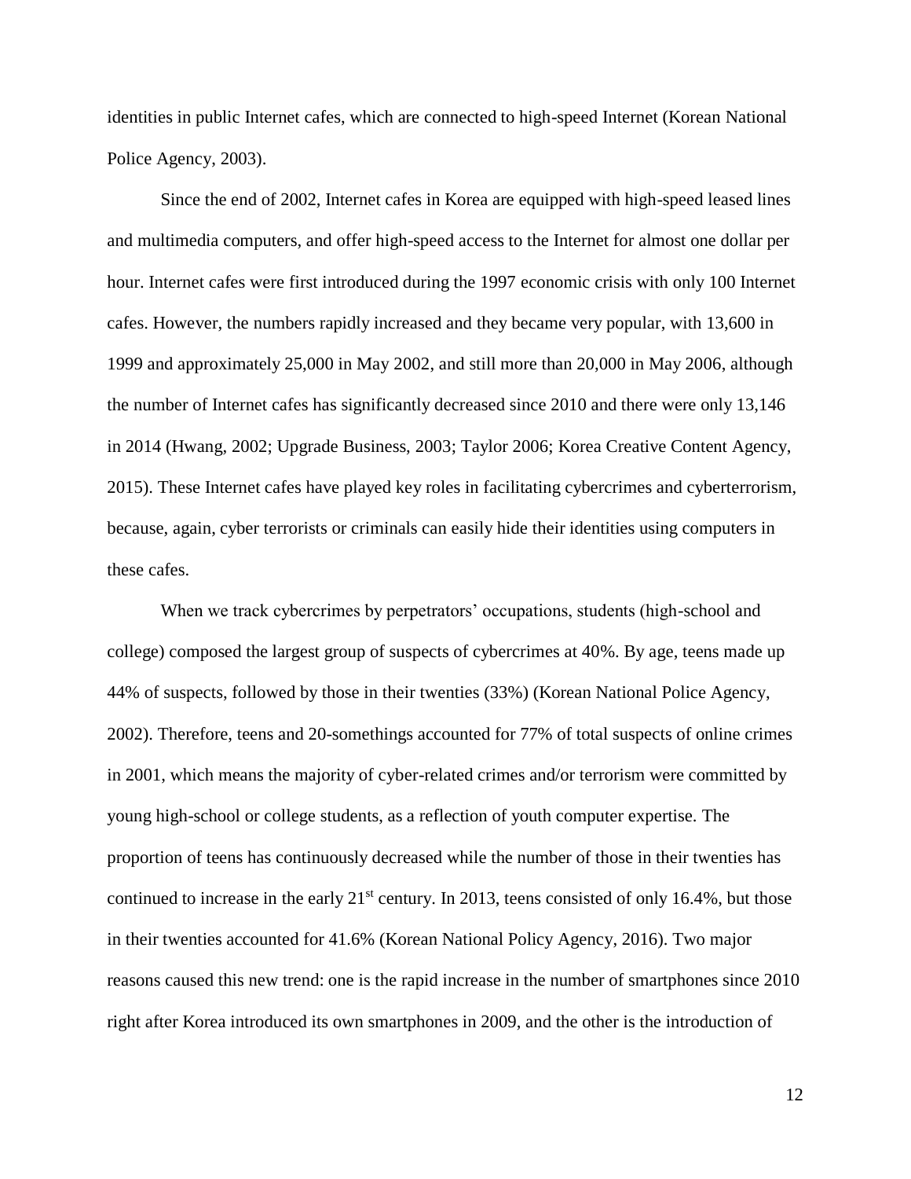identities in public Internet cafes, which are connected to high-speed Internet (Korean National Police Agency, 2003).

Since the end of 2002, Internet cafes in Korea are equipped with high-speed leased lines and multimedia computers, and offer high-speed access to the Internet for almost one dollar per hour. Internet cafes were first introduced during the 1997 economic crisis with only 100 Internet cafes. However, the numbers rapidly increased and they became very popular, with 13,600 in 1999 and approximately 25,000 in May 2002, and still more than 20,000 in May 2006, although the number of Internet cafes has significantly decreased since 2010 and there were only 13,146 in 2014 (Hwang, 2002; Upgrade Business, 2003; Taylor 2006; Korea Creative Content Agency, 2015). These Internet cafes have played key roles in facilitating cybercrimes and cyberterrorism, because, again, cyber terrorists or criminals can easily hide their identities using computers in these cafes.

When we track cybercrimes by perpetrators' occupations, students (high-school and college) composed the largest group of suspects of cybercrimes at 40%. By age, teens made up 44% of suspects, followed by those in their twenties (33%) (Korean National Police Agency, 2002). Therefore, teens and 20-somethings accounted for 77% of total suspects of online crimes in 2001, which means the majority of cyber-related crimes and/or terrorism were committed by young high-school or college students, as a reflection of youth computer expertise. The proportion of teens has continuously decreased while the number of those in their twenties has continued to increase in the early 21st century. In 2013, teens consisted of only 16.4%, but those in their twenties accounted for 41.6% (Korean National Policy Agency, 2016). Two major reasons caused this new trend: one is the rapid increase in the number of smartphones since 2010 right after Korea introduced its own smartphones in 2009, and the other is the introduction of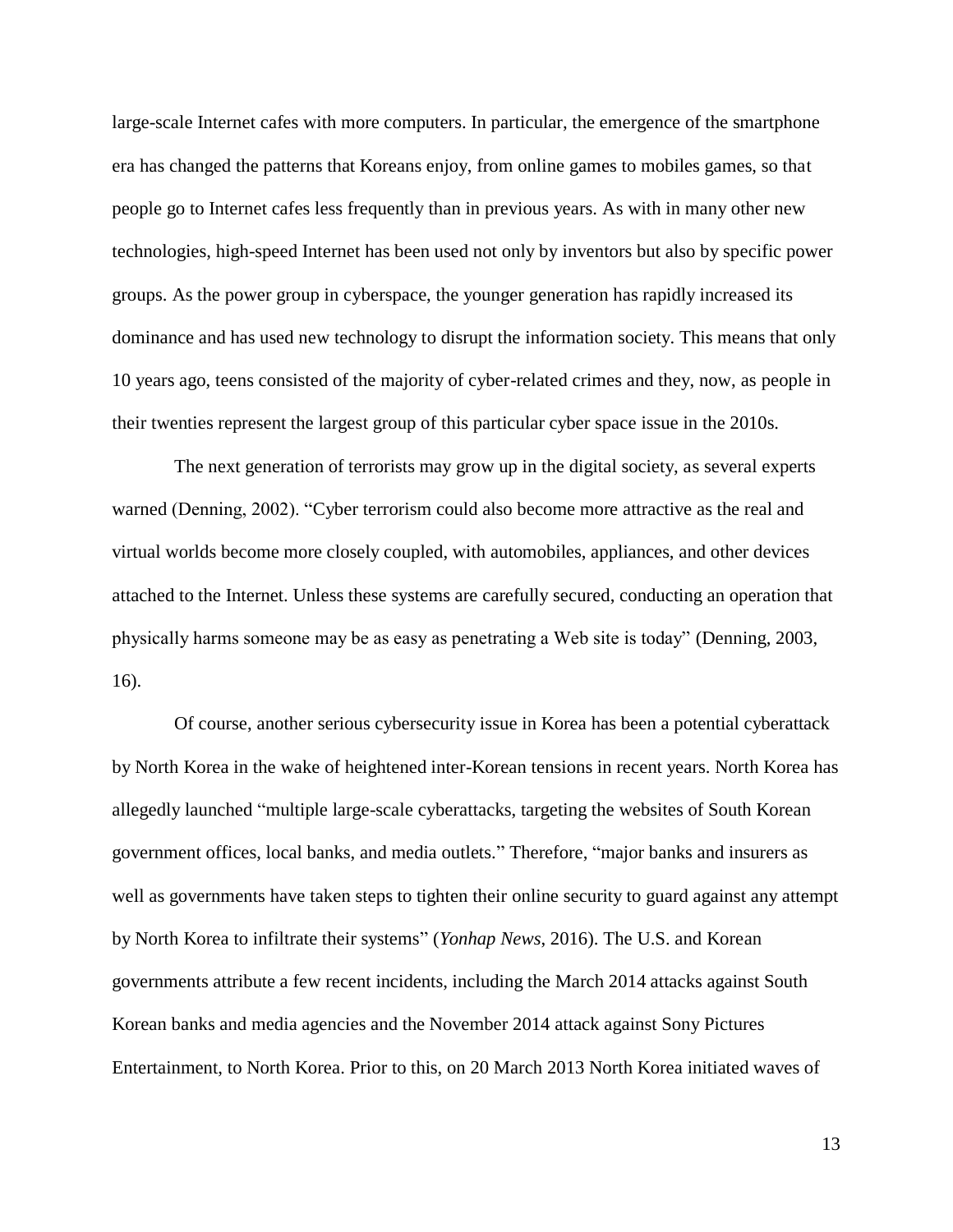large-scale Internet cafes with more computers. In particular, the emergence of the smartphone era has changed the patterns that Koreans enjoy, from online games to mobiles games, so that people go to Internet cafes less frequently than in previous years. As with in many other new technologies, high-speed Internet has been used not only by inventors but also by specific power groups. As the power group in cyberspace, the younger generation has rapidly increased its dominance and has used new technology to disrupt the information society. This means that only 10 years ago, teens consisted of the majority of cyber-related crimes and they, now, as people in their twenties represent the largest group of this particular cyber space issue in the 2010s.

The next generation of terrorists may grow up in the digital society, as several experts warned (Denning, 2002). "Cyber terrorism could also become more attractive as the real and virtual worlds become more closely coupled, with automobiles, appliances, and other devices attached to the Internet. Unless these systems are carefully secured, conducting an operation that physically harms someone may be as easy as penetrating a Web site is today" (Denning, 2003, 16).

Of course, another serious cybersecurity issue in Korea has been a potential cyberattack by North Korea in the wake of heightened inter-Korean tensions in recent years. North Korea has allegedly launched "multiple large-scale cyberattacks, targeting the websites of South Korean government offices, local banks, and media outlets." Therefore, "major banks and insurers as well as governments have taken steps to tighten their online security to guard against any attempt by North Korea to infiltrate their systems" (*Yonhap News*, 2016). The U.S. and Korean governments attribute a few recent incidents, including the March 2014 attacks against South Korean banks and media agencies and the November 2014 attack against Sony Pictures Entertainment, to North Korea. Prior to this, on 20 March 2013 North Korea initiated waves of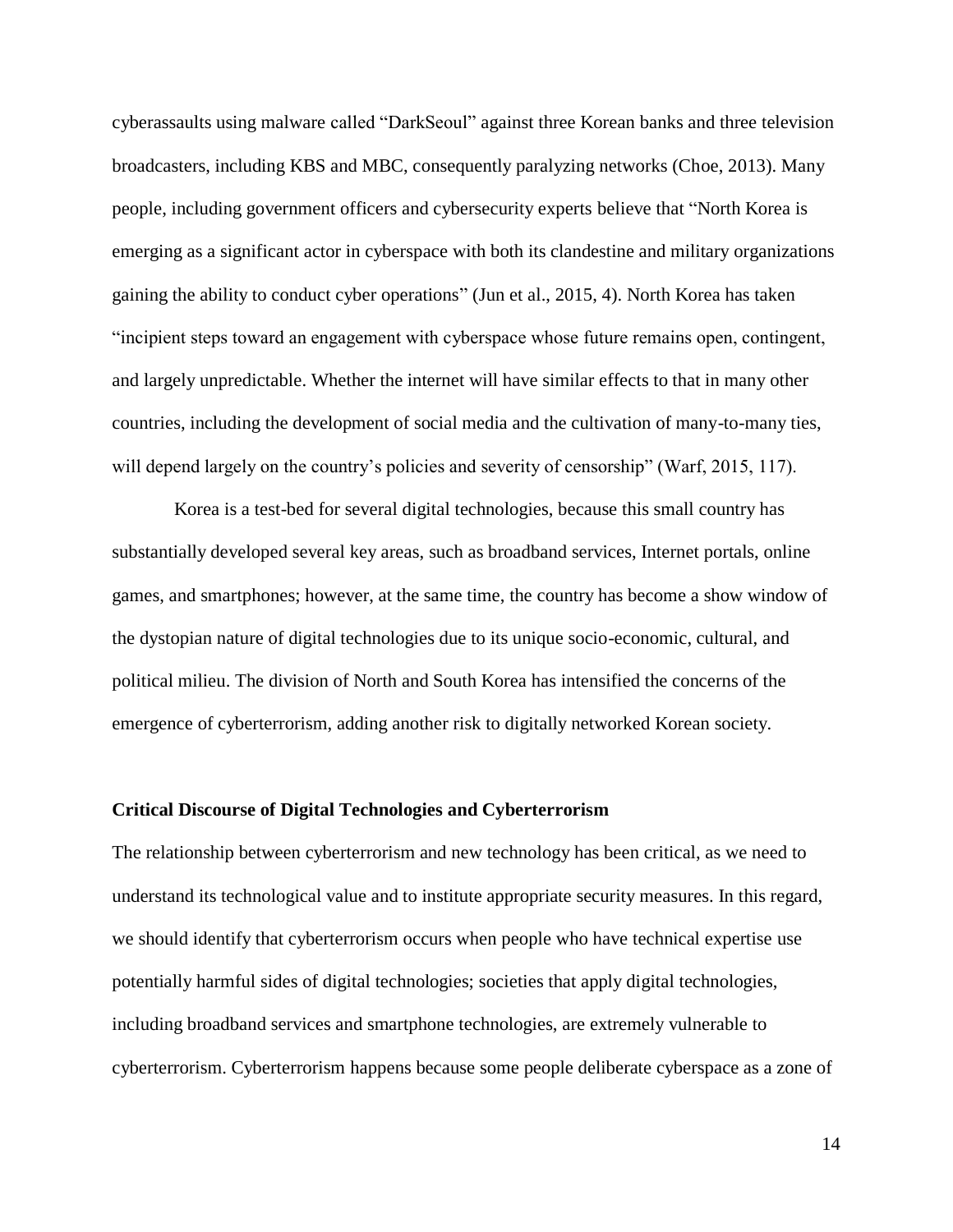cyberassaults using malware called "DarkSeoul" against three Korean banks and three television broadcasters, including KBS and MBC, consequently paralyzing networks (Choe, 2013). Many people, including government officers and cybersecurity experts believe that "North Korea is emerging as a significant actor in cyberspace with both its clandestine and military organizations gaining the ability to conduct cyber operations" (Jun et al., 2015, 4). North Korea has taken "incipient steps toward an engagement with cyberspace whose future remains open, contingent, and largely unpredictable. Whether the internet will have similar effects to that in many other countries, including the development of social media and the cultivation of many-to-many ties, will depend largely on the country's policies and severity of censorship" (Warf, 2015, 117).

Korea is a test-bed for several digital technologies, because this small country has substantially developed several key areas, such as broadband services, Internet portals, online games, and smartphones; however, at the same time, the country has become a show window of the dystopian nature of digital technologies due to its unique socio-economic, cultural, and political milieu. The division of North and South Korea has intensified the concerns of the emergence of cyberterrorism, adding another risk to digitally networked Korean society.

**Critical Discourse of Digital Technologies and Cyberterrorism**

The relationship between cyberterrorism and new technology has been critical, as we need to understand its technological value and to institute appropriate security measures. In this regard, we should identify that cyberterrorism occurs when people who have technical expertise use potentially harmful sides of digital technologies; societies that apply digital technologies, including broadband services and smartphone technologies, are extremely vulnerable to cyberterrorism. Cyberterrorism happens because some people deliberate cyberspace as a zone of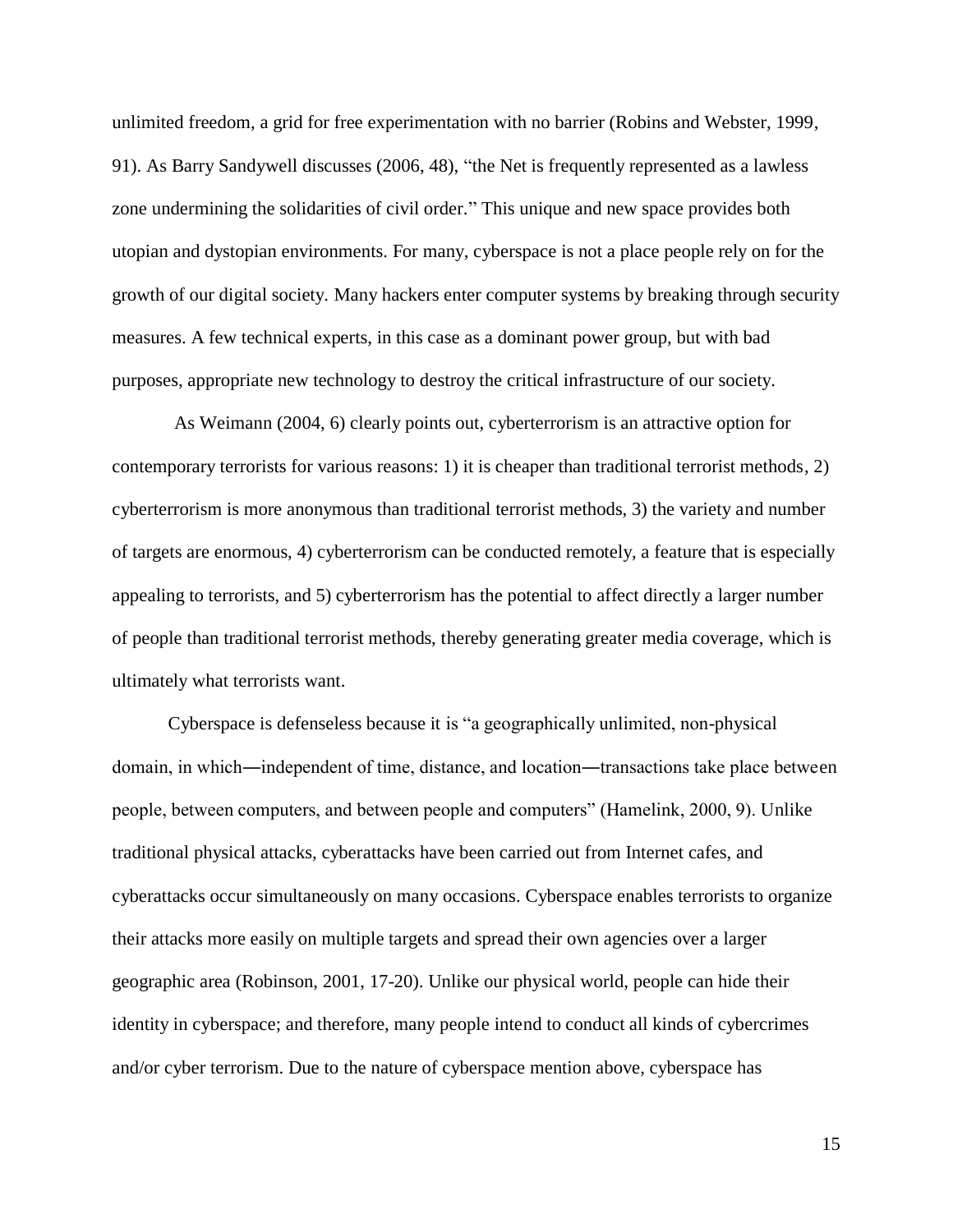unlimited freedom, a grid for free experimentation with no barrier (Robins and Webster, 1999, 91). As Barry Sandywell discusses (2006, 48), "the Net is frequently represented as a lawless zone undermining the solidarities of civil order." This unique and new space provides both utopian and dystopian environments. For many, cyberspace is not a place people rely on for the growth of our digital society. Many hackers enter computer systems by breaking through security measures. A few technical experts, in this case as a dominant power group, but with bad purposes, appropriate new technology to destroy the critical infrastructure of our society.

As Weimann (2004, 6) clearly points out, cyberterrorism is an attractive option for contemporary terrorists for various reasons: 1) it is cheaper than traditional terrorist methods, 2) cyberterrorism is more anonymous than traditional terrorist methods, 3) the variety and number of targets are enormous, 4) cyberterrorism can be conducted remotely, a feature that is especially appealing to terrorists, and 5) cyberterrorism has the potential to affect directly a larger number of people than traditional terrorist methods, thereby generating greater media coverage, which is ultimately what terrorists want.

Cyberspace is defenseless because it is "a geographically unlimited, non-physical domain, in which—independent of time, distance, and location—transactions take place between people, between computers, and between people and computers" (Hamelink, 2000, 9). Unlike traditional physical attacks, cyberattacks have been carried out from Internet cafes, and cyberattacks occur simultaneously on many occasions. Cyberspace enables terrorists to organize their attacks more easily on multiple targets and spread their own agencies over a larger geographic area (Robinson, 2001, 17-20). Unlike our physical world, people can hide their identity in cyberspace; and therefore, many people intend to conduct all kinds of cybercrimes and/or cyber terrorism. Due to the nature of cyberspace mention above, cyberspace has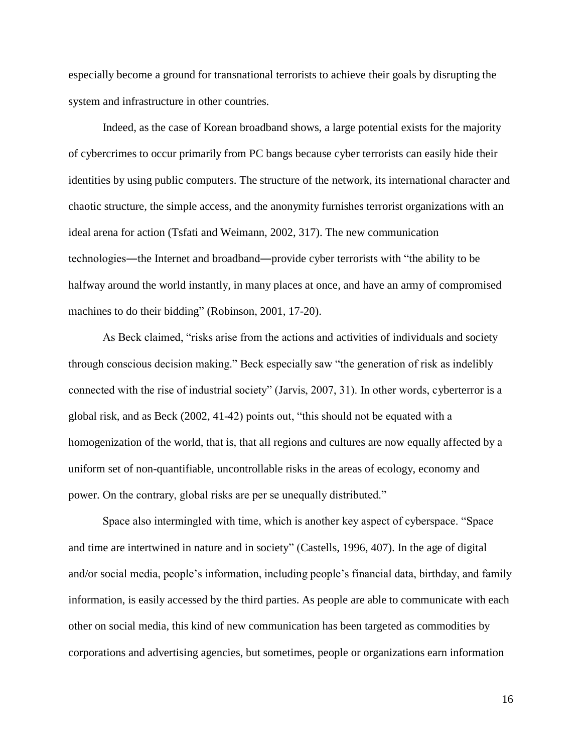especially become a ground for transnational terrorists to achieve their goals by disrupting the system and infrastructure in other countries.

Indeed, as the case of Korean broadband shows, a large potential exists for the majority of cybercrimes to occur primarily from PC bangs because cyber terrorists can easily hide their identities by using public computers. The structure of the network, its international character and chaotic structure, the simple access, and the anonymity furnishes terrorist organizations with an ideal arena for action (Tsfati and Weimann, 2002, 317). The new communication technologies―the Internet and broadband―provide cyber terrorists with "the ability to be halfway around the world instantly, in many places at once, and have an army of compromised machines to do their bidding" (Robinson, 2001, 17-20).

As Beck claimed, "risks arise from the actions and activities of individuals and society through conscious decision making." Beck especially saw "the generation of risk as indelibly connected with the rise of industrial society" (Jarvis, 2007, 31). In other words, cyberterror is a global risk, and as Beck (2002, 41-42) points out, "this should not be equated with a homogenization of the world, that is, that all regions and cultures are now equally affected by a uniform set of non-quantifiable, uncontrollable risks in the areas of ecology, economy and power. On the contrary, global risks are per se unequally distributed."

Space also intermingled with time, which is another key aspect of cyberspace. "Space and time are intertwined in nature and in society" (Castells, 1996, 407). In the age of digital and/or social media, people's information, including people's financial data, birthday, and family information, is easily accessed by the third parties. As people are able to communicate with each other on social media, this kind of new communication has been targeted as commodities by corporations and advertising agencies, but sometimes, people or organizations earn information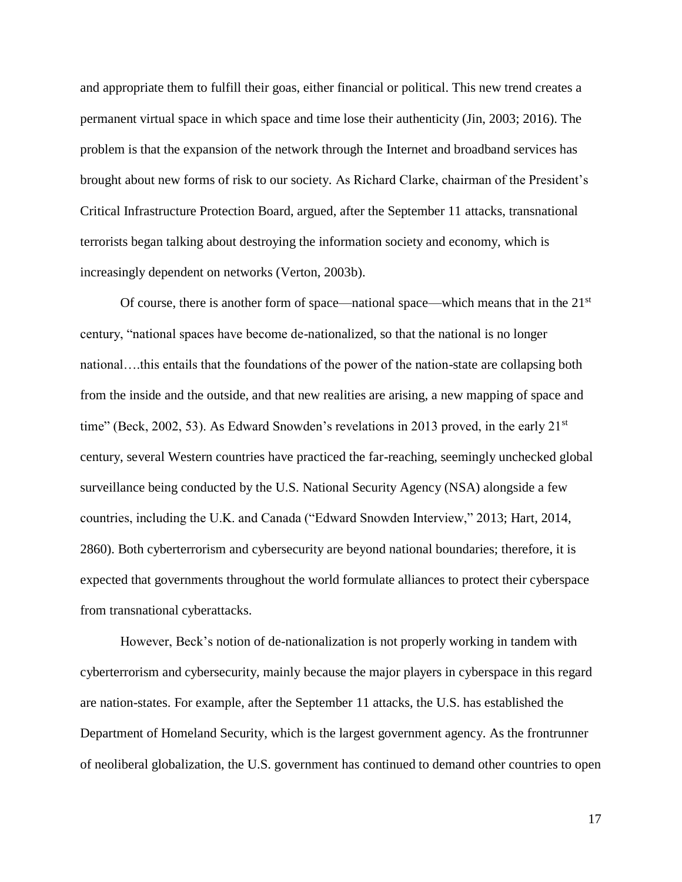and appropriate them to fulfill their goas, either financial or political. This new trend creates a permanent virtual space in which space and time lose their authenticity (Jin, 2003; 2016). The problem is that the expansion of the network through the Internet and broadband services has brought about new forms of risk to our society. As Richard Clarke, chairman of the President's Critical Infrastructure Protection Board, argued, after the September 11 attacks, transnational terrorists began talking about destroying the information society and economy, which is increasingly dependent on networks (Verton, 2003b).

Of course, there is another form of space—national space—which means that in the 21st century, "national spaces have become de-nationalized, so that the national is no longer national….this entails that the foundations of the power of the nation-state are collapsing both from the inside and the outside, and that new realities are arising, a new mapping of space and time" (Beck, 2002, 53). As Edward Snowden's revelations in 2013 proved, in the early 21st century, several Western countries have practiced the far-reaching, seemingly unchecked global surveillance being conducted by the U.S. National Security Agency (NSA) alongside a few countries, including the U.K. and Canada ("Edward Snowden Interview," 2013; Hart, 2014, 2860). Both cyberterrorism and cybersecurity are beyond national boundaries; therefore, it is expected that governments throughout the world formulate alliances to protect their cyberspace from transnational cyberattacks.

However, Beck's notion of de-nationalization is not properly working in tandem with cyberterrorism and cybersecurity, mainly because the major players in cyberspace in this regard are nation-states. For example, after the September 11 attacks, the U.S. has established the Department of Homeland Security, which is the largest government agency. As the frontrunner of neoliberal globalization, the U.S. government has continued to demand other countries to open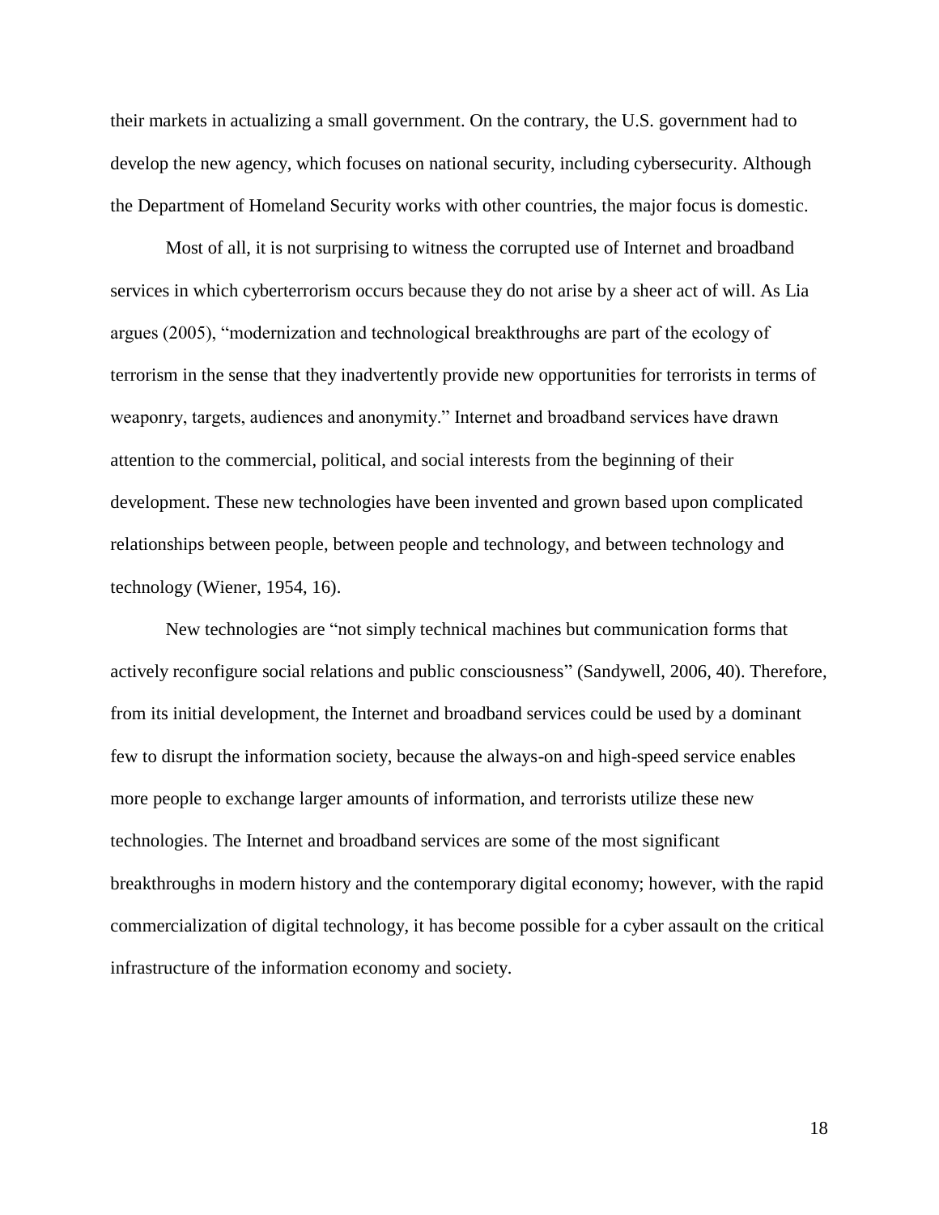their markets in actualizing a small government. On the contrary, the U.S. government had to develop the new agency, which focuses on national security, including cybersecurity. Although the Department of Homeland Security works with other countries, the major focus is domestic.

Most of all, it is not surprising to witness the corrupted use of Internet and broadband services in which cyberterrorism occurs because they do not arise by a sheer act of will. As Lia argues (2005), "modernization and technological breakthroughs are part of the ecology of terrorism in the sense that they inadvertently provide new opportunities for terrorists in terms of weaponry, targets, audiences and anonymity." Internet and broadband services have drawn attention to the commercial, political, and social interests from the beginning of their development. These new technologies have been invented and grown based upon complicated relationships between people, between people and technology, and between technology and technology (Wiener, 1954, 16).

New technologies are "not simply technical machines but communication forms that actively reconfigure social relations and public consciousness" (Sandywell, 2006, 40). Therefore, from its initial development, the Internet and broadband services could be used by a dominant few to disrupt the information society, because the always-on and high-speed service enables more people to exchange larger amounts of information, and terrorists utilize these new technologies. The Internet and broadband services are some of the most significant breakthroughs in modern history and the contemporary digital economy; however, with the rapid commercialization of digital technology, it has become possible for a cyber assault on the critical infrastructure of the information economy and society.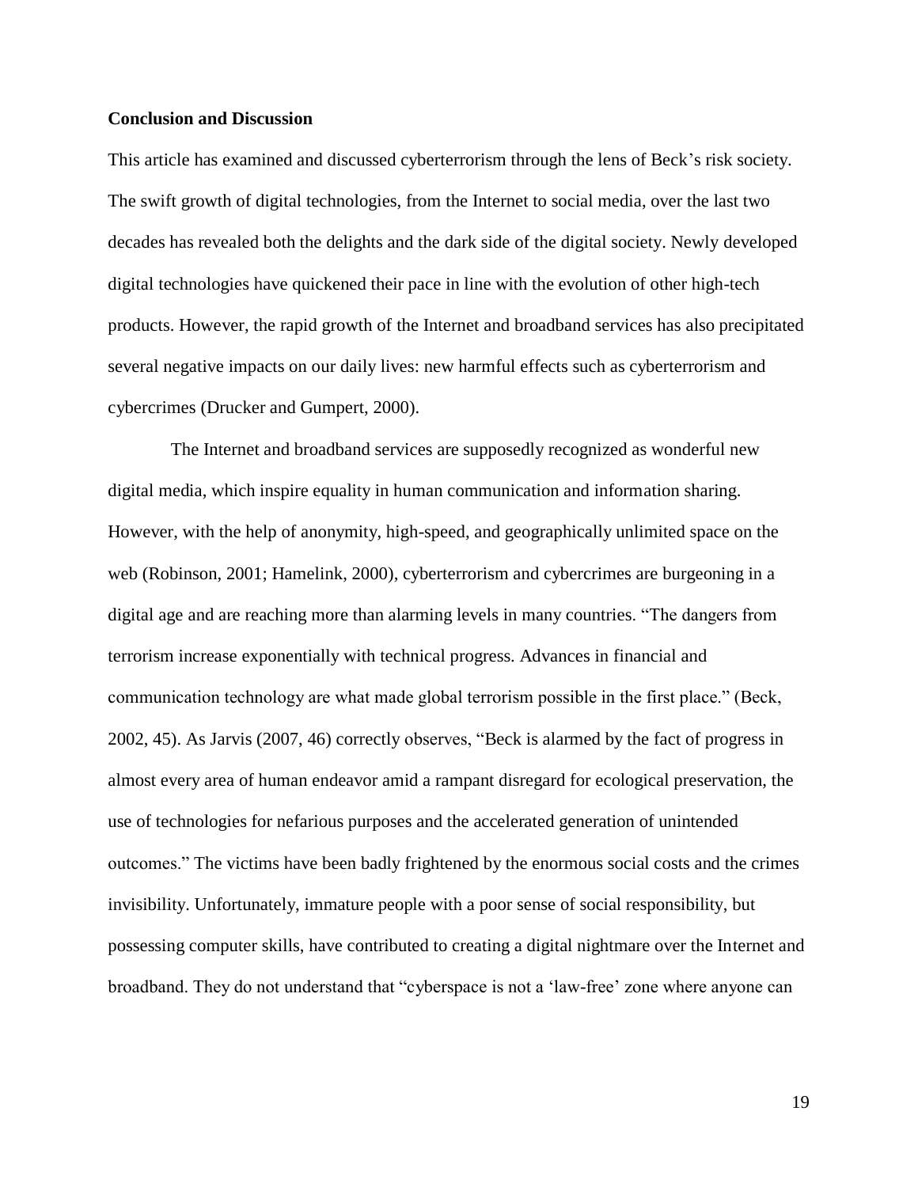**Conclusion and Discussion**

This article has examined and discussed cyberterrorism through the lens of Beck's risk society. The swift growth of digital technologies, from the Internet to social media, over the last two decades has revealed both the delights and the dark side of the digital society. Newly developed digital technologies have quickened their pace in line with the evolution of other high-tech products. However, the rapid growth of the Internet and broadband services has also precipitated several negative impacts on our daily lives: new harmful effects such as cyberterrorism and cybercrimes (Drucker and Gumpert, 2000).

The Internet and broadband services are supposedly recognized as wonderful new digital media, which inspire equality in human communication and information sharing. However, with the help of anonymity, high-speed, and geographically unlimited space on the web (Robinson, 2001; Hamelink, 2000), cyberterrorism and cybercrimes are burgeoning in a digital age and are reaching more than alarming levels in many countries. "The dangers from terrorism increase exponentially with technical progress. Advances in financial and communication technology are what made global terrorism possible in the first place." (Beck, 2002, 45). As Jarvis (2007, 46) correctly observes, "Beck is alarmed by the fact of progress in almost every area of human endeavor amid a rampant disregard for ecological preservation, the use of technologies for nefarious purposes and the accelerated generation of unintended outcomes." The victims have been badly frightened by the enormous social costs and the crimes invisibility. Unfortunately, immature people with a poor sense of social responsibility, but possessing computer skills, have contributed to creating a digital nightmare over the Internet and broadband. They do not understand that "cyberspace is not a 'law-free' zone where anyone can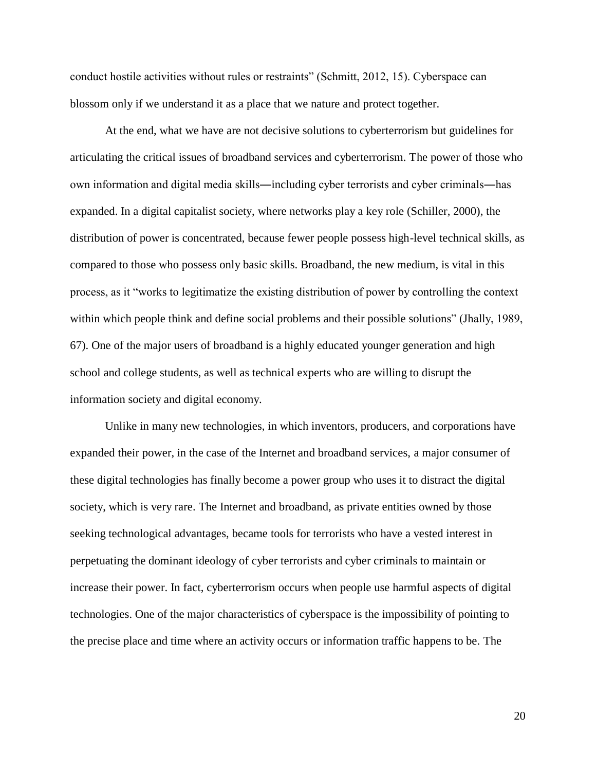conduct hostile activities without rules or restraints" (Schmitt, 2012, 15). Cyberspace can blossom only if we understand it as a place that we nature and protect together.

At the end, what we have are not decisive solutions to cyberterrorism but guidelines for articulating the critical issues of broadband services and cyberterrorism. The power of those who own information and digital media skills—including cyber terrorists and cyber criminals—has expanded. In a digital capitalist society, where networks play a key role (Schiller, 2000), the distribution of power is concentrated, because fewer people possess high-level technical skills, as compared to those who possess only basic skills. Broadband, the new medium, is vital in this process, as it "works to legitimatize the existing distribution of power by controlling the context within which people think and define social problems and their possible solutions" (Jhally, 1989, 67). One of the major users of broadband is a highly educated younger generation and high school and college students, as well as technical experts who are willing to disrupt the information society and digital economy.

Unlike in many new technologies, in which inventors, producers, and corporations have expanded their power, in the case of the Internet and broadband services, a major consumer of these digital technologies has finally become a power group who uses it to distract the digital society, which is very rare. The Internet and broadband, as private entities owned by those seeking technological advantages, became tools for terrorists who have a vested interest in perpetuating the dominant ideology of cyber terrorists and cyber criminals to maintain or increase their power. In fact, cyberterrorism occurs when people use harmful aspects of digital technologies. One of the major characteristics of cyberspace is the impossibility of pointing to the precise place and time where an activity occurs or information traffic happens to be. The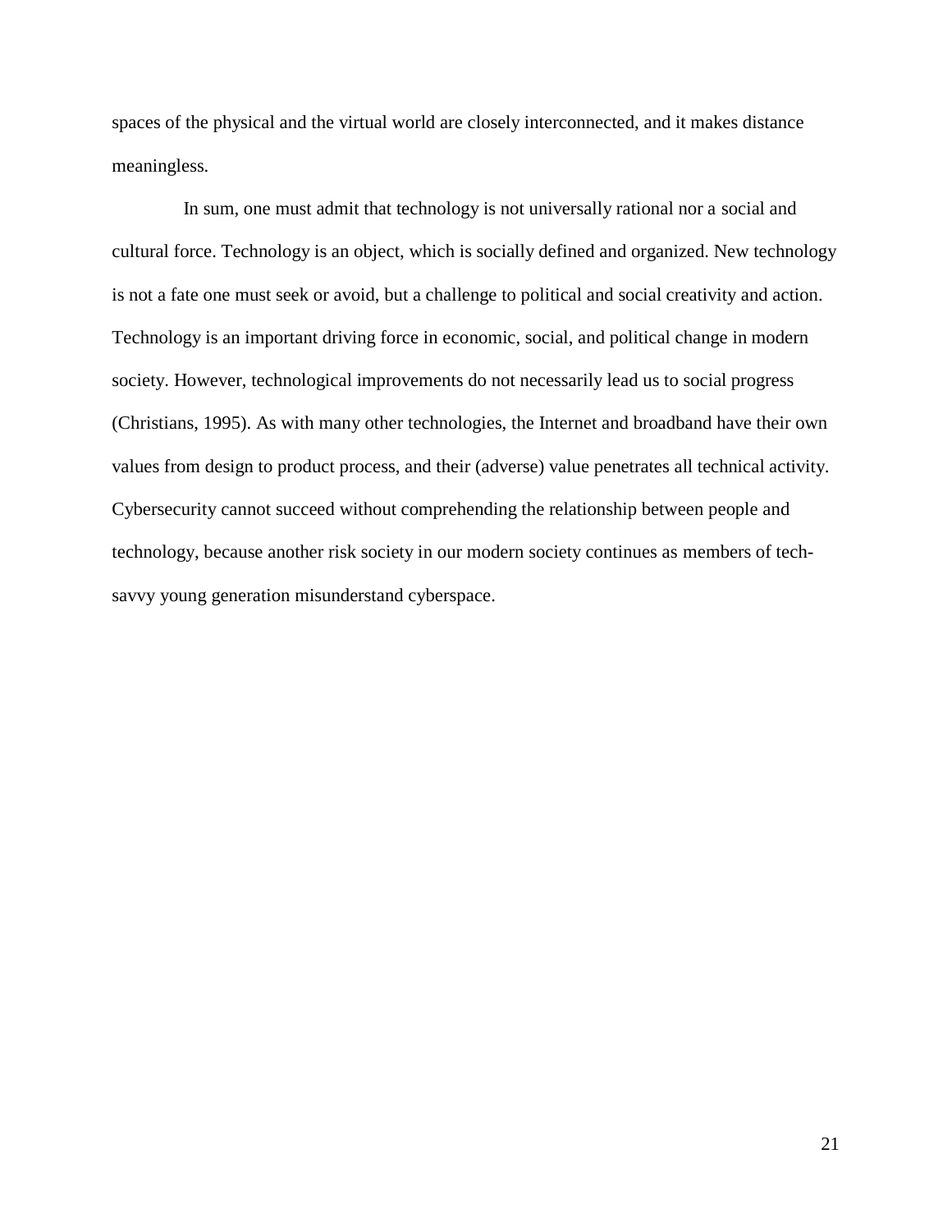spaces of the physical and the virtual world are closely interconnected, and it makes distance meaningless.

In sum, one must admit that technology is not universally rational nor a social and cultural force. Technology is an object, which is socially defined and organized. New technology is not a fate one must seek or avoid, but a challenge to political and social creativity and action. Technology is an important driving force in economic, social, and political change in modern society. However, technological improvements do not necessarily lead us to social progress (Christians, 1995). As with many other technologies, the Internet and broadband have their own values from design to product process, and their (adverse) value penetrates all technical activity. Cybersecurity cannot succeed without comprehending the relationship between people and technology, because another risk society in our modern society continues as members of tech-savvy young generation misunderstand cyberspace.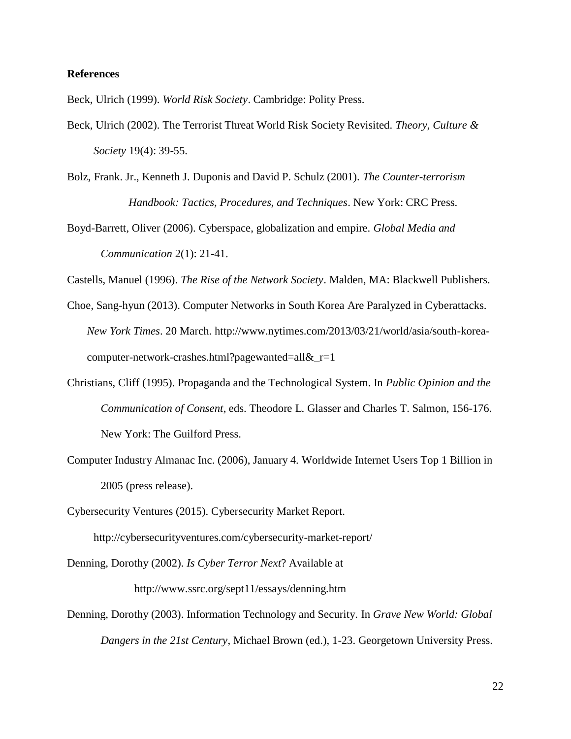**References**

Beck, Ulrich (1999). *World Risk Society*. Cambridge: Polity Press.

Beck, Ulrich (2002). The Terrorist Threat World Risk Society Revisited. *Theory, Culture & Society* 19(4): 39-55.

Bolz, Frank. Jr., Kenneth J. Duponis and David P. Schulz (2001). *The Counter-terrorism Handbook: Tactics, Procedures, and Techniques*. New York: CRC Press.

Boyd-Barrett, Oliver (2006). Cyberspace, globalization and empire. *Global Media and Communication* 2(1): 21-41.

Castells, Manuel (1996). *The Rise of the Network Society*. Malden, MA: Blackwell Publishers.

Choe, Sang-hyun (2013). Computer Networks in South Korea Are Paralyzed in Cyberattacks. *New York Times*. 20 March. http://www.nytimes.com/2013/03/21/world/asia/south-korea-computer-network-crashes.html?pagewanted=all&_r=1

Christians, Cliff (1995). Propaganda and the Technological System. In *Public Opinion and the Communication of Consent*, eds. Theodore L. Glasser and Charles T. Salmon, 156-176. New York: The Guilford Press.

Computer Industry Almanac Inc. (2006), January 4. Worldwide Internet Users Top 1 Billion in 2005 (press release).

Cybersecurity Ventures (2015). Cybersecurity Market Report. http://cybersecurityventures.com/cybersecurity-market-report/

Denning, Dorothy (2002). *Is Cyber Terror Next*? Available at http://www.ssrc.org/sept11/essays/denning.htm

Denning, Dorothy (2003). Information Technology and Security. In *Grave New World: Global Dangers in the 21st Century*, Michael Brown (ed.), 1-23. Georgetown University Press.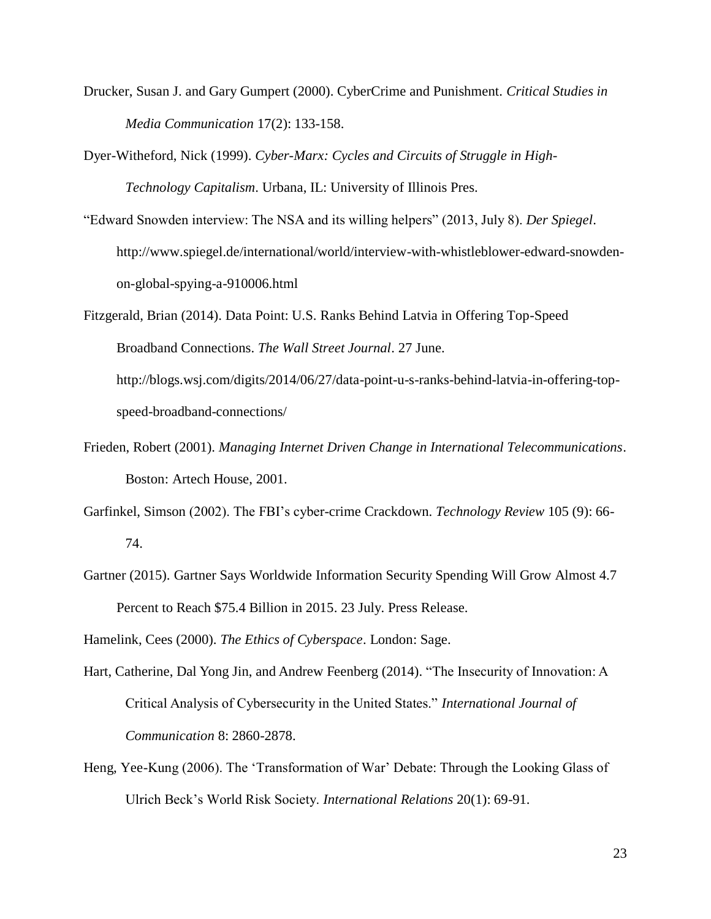Drucker, Susan J. and Gary Gumpert (2000). CyberCrime and Punishment. *Critical Studies in Media Communication* 17(2): 133-158.

Dyer-Witheford, Nick (1999). *Cyber-Marx: Cycles and Circuits of Struggle in High-Technology Capitalism*. Urbana, IL: University of Illinois Pres.

"Edward Snowden interview: The NSA and its willing helpers" (2013, July 8). *Der Spiegel*. http://www.spiegel.de/international/world/interview-with-whistleblower-edward-snowden-on-global-spying-a-910006.html

Fitzgerald, Brian (2014). Data Point: U.S. Ranks Behind Latvia in Offering Top-Speed Broadband Connections. *The Wall Street Journal*. 27 June. http://blogs.wsj.com/digits/2014/06/27/data-point-u-s-ranks-behind-latvia-in-offering-top-speed-broadband-connections/

Frieden, Robert (2001). *Managing Internet Driven Change in International Telecommunications*. Boston: Artech House, 2001.

Garfinkel, Simson (2002). The FBI's cyber-crime Crackdown. *Technology Review* 105 (9): 66-74.

Gartner (2015). Gartner Says Worldwide Information Security Spending Will Grow Almost 4.7 Percent to Reach $75.4 Billion in 2015. 23 July. Press Release.

Hamelink, Cees (2000). *The Ethics of Cyberspace*. London: Sage.

Hart, Catherine, Dal Yong Jin, and Andrew Feenberg (2014). "The Insecurity of Innovation: A Critical Analysis of Cybersecurity in the United States." *International Journal of Communication* 8: 2860-2878.

Heng, Yee-Kung (2006). The 'Transformation of War' Debate: Through the Looking Glass of Ulrich Beck's World Risk Society. *International Relations* 20(1): 69-91.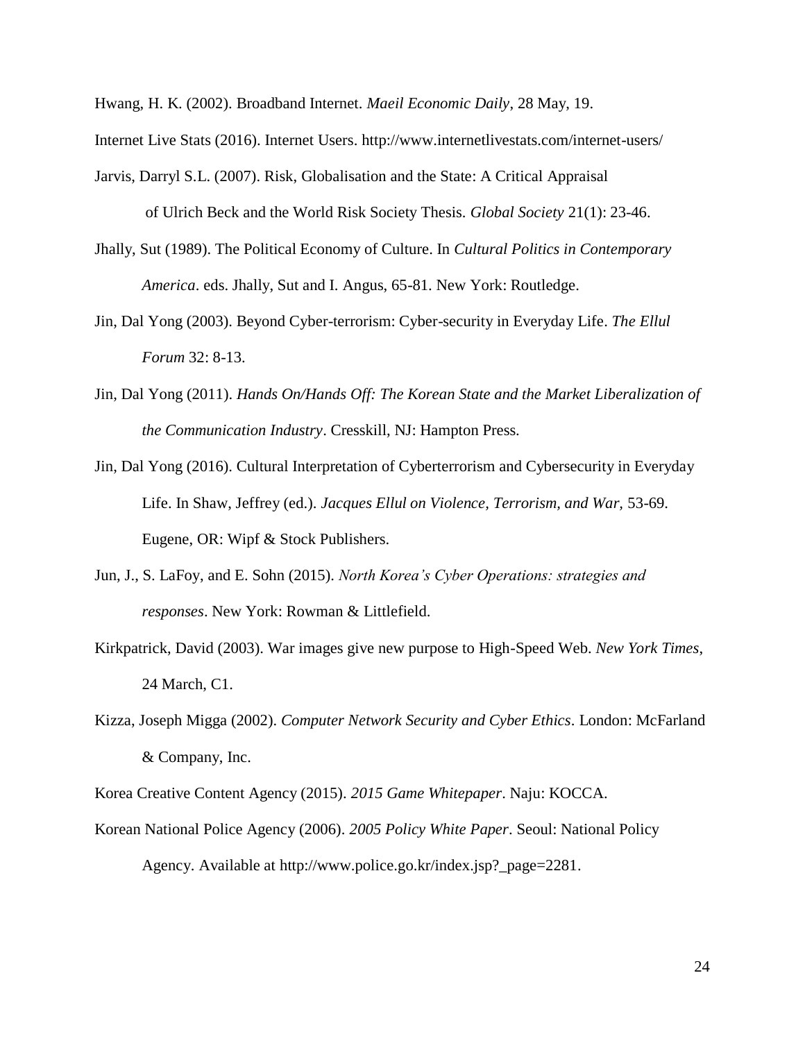Hwang, H. K. (2002). Broadband Internet. *Maeil Economic Daily*, 28 May, 19.

Internet Live Stats (2016). Internet Users. http://www.internetlivestats.com/internet-users/

Jarvis, Darryl S.L. (2007). Risk, Globalisation and the State: A Critical Appraisal of Ulrich Beck and the World Risk Society Thesis. *Global Society* 21(1): 23-46.

Jhally, Sut (1989). The Political Economy of Culture. In *Cultural Politics in Contemporary America*. eds. Jhally, Sut and I. Angus, 65-81. New York: Routledge.

Jin, Dal Yong (2003). Beyond Cyber-terrorism: Cyber-security in Everyday Life. *The Ellul Forum* 32: 8-13.

Jin, Dal Yong (2011). *Hands On/Hands Off: The Korean State and the Market Liberalization of the Communication Industry*. Cresskill, NJ: Hampton Press.

Jin, Dal Yong (2016). Cultural Interpretation of Cyberterrorism and Cybersecurity in Everyday Life. In Shaw, Jeffrey (ed.). *Jacques Ellul on Violence, Terrorism, and War,* 53-69. Eugene, OR: Wipf & Stock Publishers.

Jun, J., S. LaFoy, and E. Sohn (2015). *North Korea's Cyber Operations: strategies and responses*. New York: Rowman & Littlefield.

Kirkpatrick, David (2003). War images give new purpose to High-Speed Web. *New York Times*, 24 March, C1.

Kizza, Joseph Migga (2002). *Computer Network Security and Cyber Ethics*. London: McFarland & Company, Inc.

Korea Creative Content Agency (2015). *2015 Game Whitepaper*. Naju: KOCCA.

Korean National Police Agency (2006). *2005 Policy White Paper*. Seoul: National Policy Agency. Available at http://www.police.go.kr/index.jsp?_page=2281.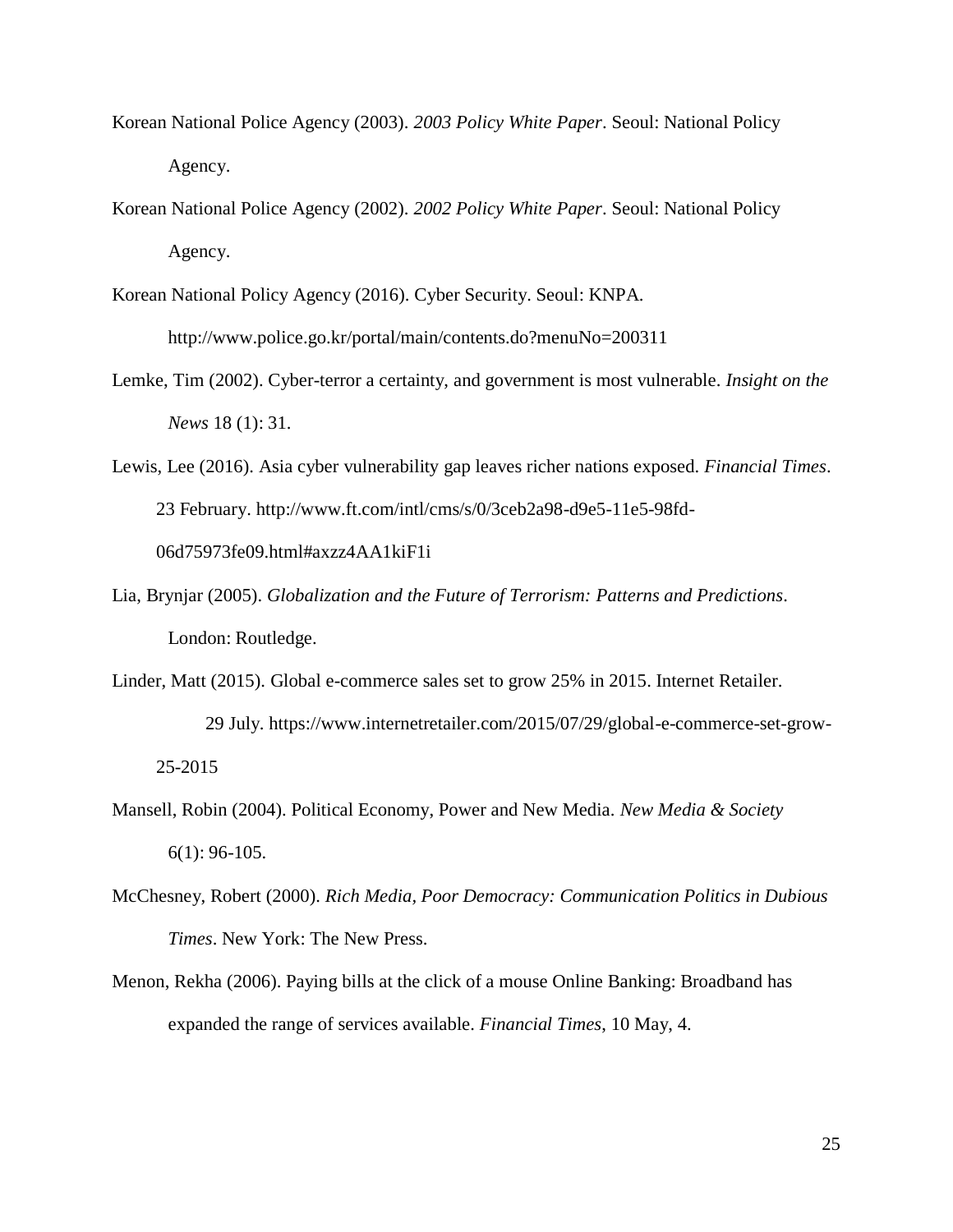Korean National Police Agency (2003). *2003 Policy White Paper*. Seoul: National Policy Agency.

Korean National Police Agency (2002). *2002 Policy White Paper*. Seoul: National Policy Agency.

Korean National Policy Agency (2016). Cyber Security. Seoul: KNPA. http://www.police.go.kr/portal/main/contents.do?menuNo=200311

Lemke, Tim (2002). Cyber-terror a certainty, and government is most vulnerable. *Insight on the News* 18 (1): 31.

Lewis, Lee (2016). Asia cyber vulnerability gap leaves richer nations exposed. *Financial Times*. 23 February. http://www.ft.com/intl/cms/s/0/3ceb2a98-d9e5-11e5-98fd-06d75973fe09.html#axzz4AA1kiF1i

Lia, Brynjar (2005). *Globalization and the Future of Terrorism: Patterns and Predictions*. London: Routledge.

Linder, Matt (2015). Global e-commerce sales set to grow 25% in 2015. Internet Retailer. 29 July. https://www.internetretailer.com/2015/07/29/global-e-commerce-set-grow-25-2015

Mansell, Robin (2004). Political Economy, Power and New Media. *New Media & Society* 6(1): 96-105.

McChesney, Robert (2000). *Rich Media, Poor Democracy: Communication Politics in Dubious Times*. New York: The New Press.

Menon, Rekha (2006). Paying bills at the click of a mouse Online Banking: Broadband has expanded the range of services available. *Financial Times*, 10 May, 4.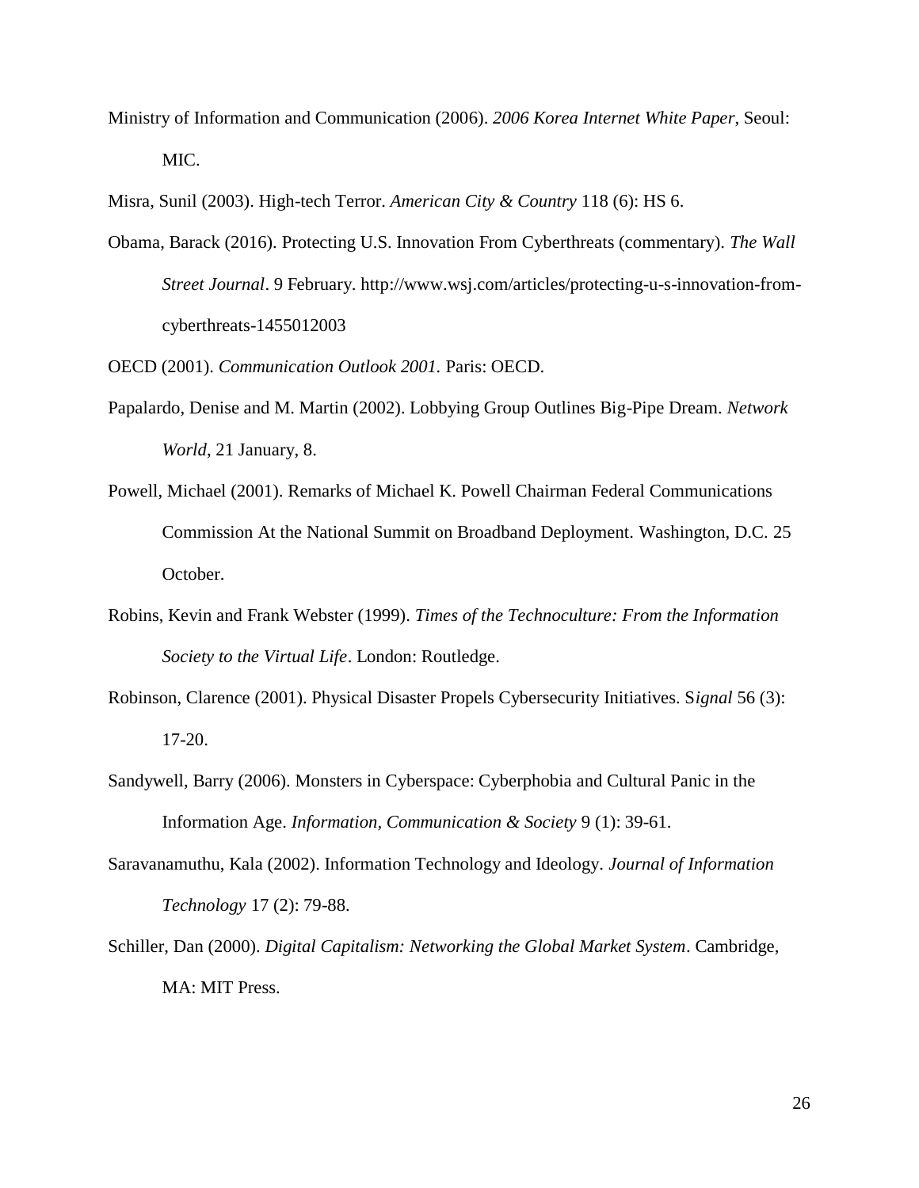Ministry of Information and Communication (2006). *2006 Korea Internet White Paper*, Seoul: MIC.

Misra, Sunil (2003). High-tech Terror. *American City & Country* 118 (6): HS 6.

Obama, Barack (2016). Protecting U.S. Innovation From Cyberthreats (commentary). *The Wall Street Journal*. 9 February. http://www.wsj.com/articles/protecting-u-s-innovation-from-cyberthreats-1455012003

OECD (2001). *Communication Outlook 2001.* Paris: OECD.

Papalardo, Denise and M. Martin (2002). Lobbying Group Outlines Big-Pipe Dream. *Network World*, 21 January, 8.

Powell, Michael (2001). Remarks of Michael K. Powell Chairman Federal Communications Commission At the National Summit on Broadband Deployment. Washington, D.C. 25 October.

Robins, Kevin and Frank Webster (1999). *Times of the Technoculture: From the Information Society to the Virtual Life*. London: Routledge.

Robinson, Clarence (2001). Physical Disaster Propels Cybersecurity Initiatives. S*ignal* 56 (3): 17-20.

Sandywell, Barry (2006). Monsters in Cyberspace: Cyberphobia and Cultural Panic in the Information Age. *Information, Communication & Society* 9 (1): 39-61.

Saravanamuthu, Kala (2002). Information Technology and Ideology. *Journal of Information Technology* 17 (2): 79-88.

Schiller, Dan (2000). *Digital Capitalism: Networking the Global Market System*. Cambridge, MA: MIT Press.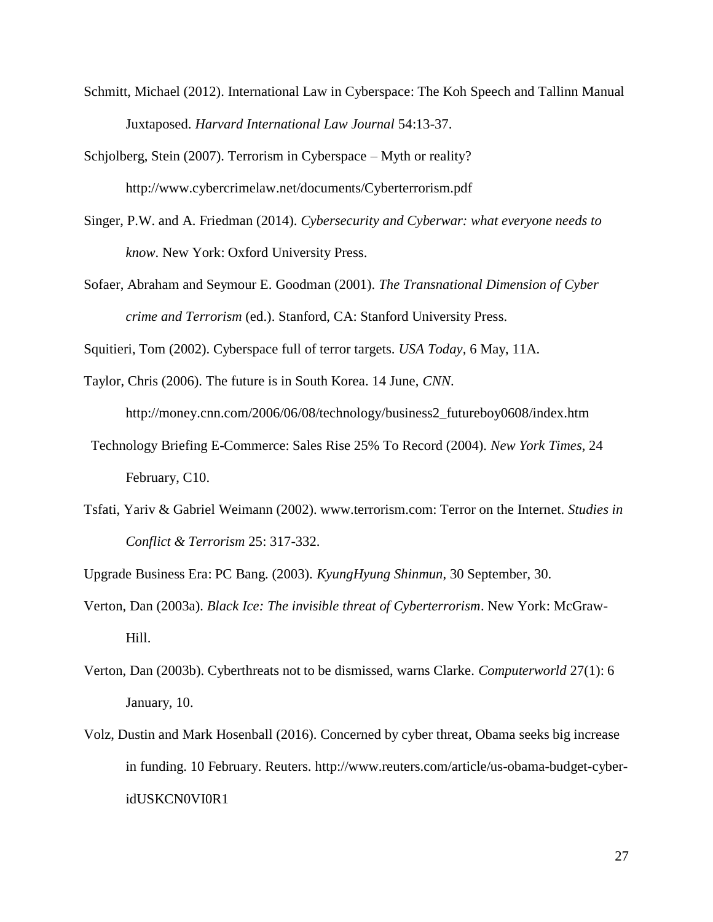Schmitt, Michael (2012). International Law in Cyberspace: The Koh Speech and Tallinn Manual Juxtaposed. *Harvard International Law Journal* 54:13-37.

Schjolberg, Stein (2007). Terrorism in Cyberspace – Myth or reality? http://www.cybercrimelaw.net/documents/Cyberterrorism.pdf

Singer, P.W. and A. Friedman (2014). *Cybersecurity and Cyberwar: what everyone needs to know*. New York: Oxford University Press.

Sofaer, Abraham and Seymour E. Goodman (2001). *The Transnational Dimension of Cyber crime and Terrorism* (ed.). Stanford, CA: Stanford University Press.

Squitieri, Tom (2002). Cyberspace full of terror targets. *USA Today*, 6 May, 11A.

Taylor, Chris (2006). The future is in South Korea. 14 June, *CNN*. http://money.cnn.com/2006/06/08/technology/business2_futureboy0608/index.htm

Technology Briefing E-Commerce: Sales Rise 25% To Record (2004). *New York Times*, 24 February, C10.

Tsfati, Yariv & Gabriel Weimann (2002). www.terrorism.com: Terror on the Internet. *Studies in Conflict & Terrorism* 25: 317-332.

Upgrade Business Era: PC Bang. (2003). *KyungHyung Shinmun*, 30 September, 30.

Verton, Dan (2003a). *Black Ice: The invisible threat of Cyberterrorism*. New York: McGraw-Hill.

Verton, Dan (2003b). Cyberthreats not to be dismissed, warns Clarke. *Computerworld* 27(1): 6 January, 10.

Volz, Dustin and Mark Hosenball (2016). Concerned by cyber threat, Obama seeks big increase in funding. 10 February. Reuters. http://www.reuters.com/article/us-obama-budget-cyber-idUSKCN0VI0R1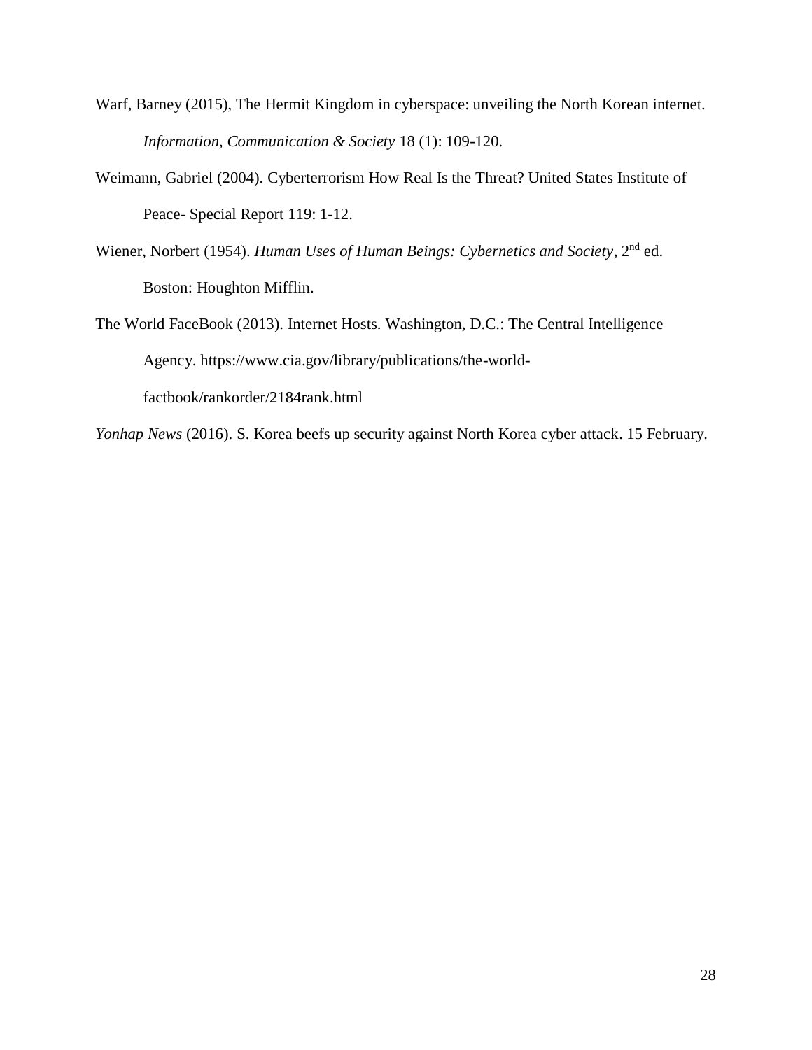Warf, Barney (2015), The Hermit Kingdom in cyberspace: unveiling the North Korean internet. *Information, Communication & Society* 18 (1): 109-120.

Weimann, Gabriel (2004). Cyberterrorism How Real Is the Threat? United States Institute of Peace- Special Report 119: 1-12.

Wiener, Norbert (1954). *Human Uses of Human Beings: Cybernetics and Society*, 2nd ed. Boston: Houghton Mifflin.

The World FaceBook (2013). Internet Hosts. Washington, D.C.: The Central Intelligence Agency. https://www.cia.gov/library/publications/the-world-factbook/rankorder/2184rank.html

*Yonhap News* (2016). S. Korea beefs up security against North Korea cyber attack. 15 February.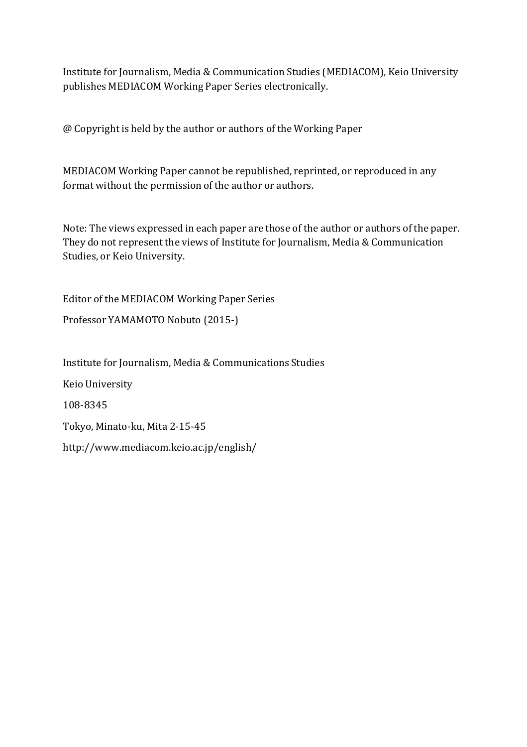Institute for Journalism, Media & Communication Studies (MEDIACOM), Keio University publishes MEDIACOM Working Paper Series electronically.

@ Copyright is held by the author or authors of the Working Paper

MEDIACOM Working Paper cannot be republished, reprinted, or reproduced in any format without the permission of the author or authors.

Note: The views expressed in each paper are those of the author or authors of the paper. They do not represent the views of Institute for Journalism, Media & Communication Studies, or Keio University.

Editor of the MEDIACOM Working Paper Series

Professor YAMAMOTO Nobuto (2015-)

Institute for Journalism, Media & Communications Studies

Keio University

108-8345

Tokyo, Minato-ku, Mita 2-15-45

http://www.mediacom.keio.ac.jp/english/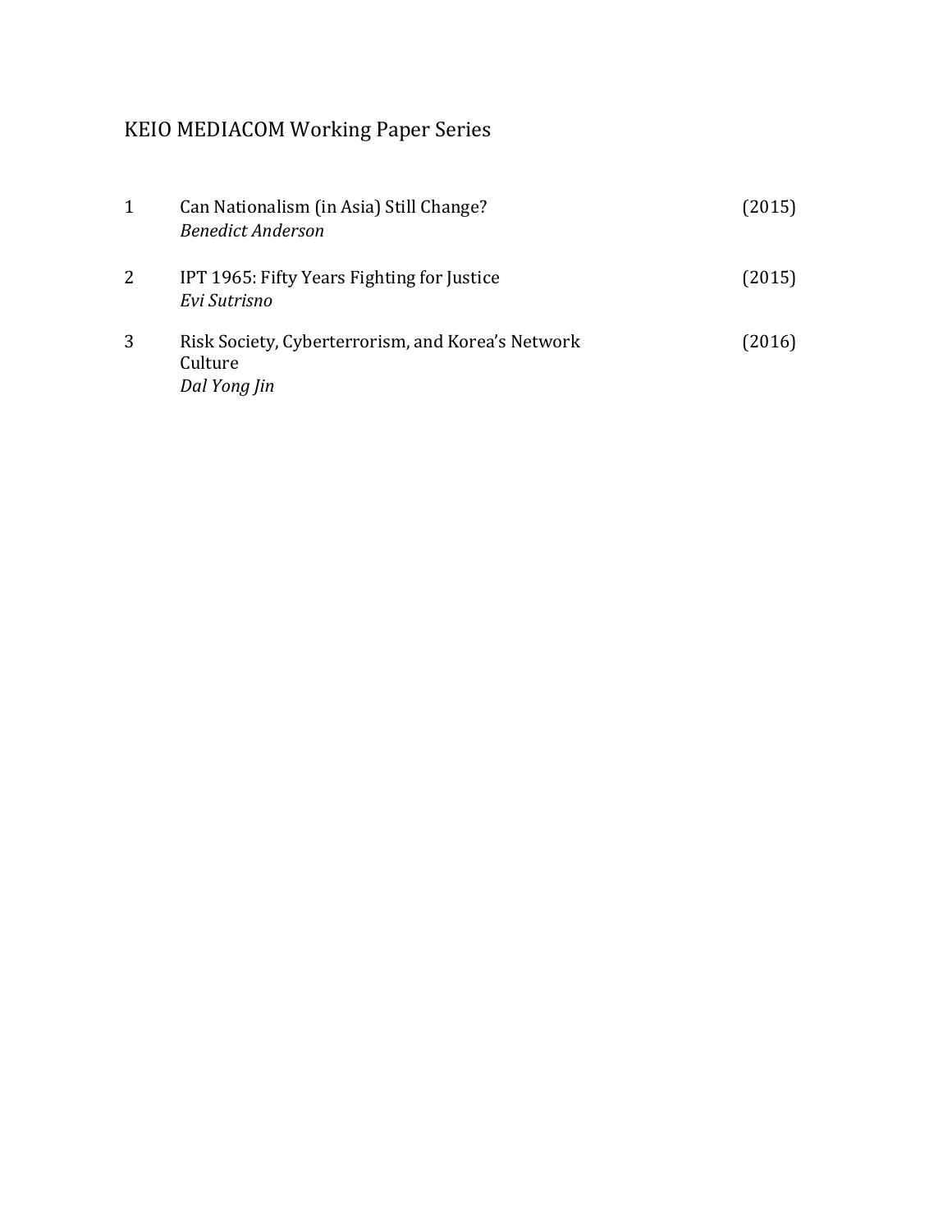# KEIO MEDIACOM Working Paper Series

| | | |
|---|---|---|
| 1 | Can Nationalism (in Asia) Still Change?<br>*Benedict Anderson* | (2015) |
| 2 | IPT 1965: Fifty Years Fighting for Justice<br>*Evi Sutrisno* | (2015) |
| 3 | Risk Society, Cyberterrorism, and Korea's Network Culture<br>*Dal Yong Jin* | (2016) |